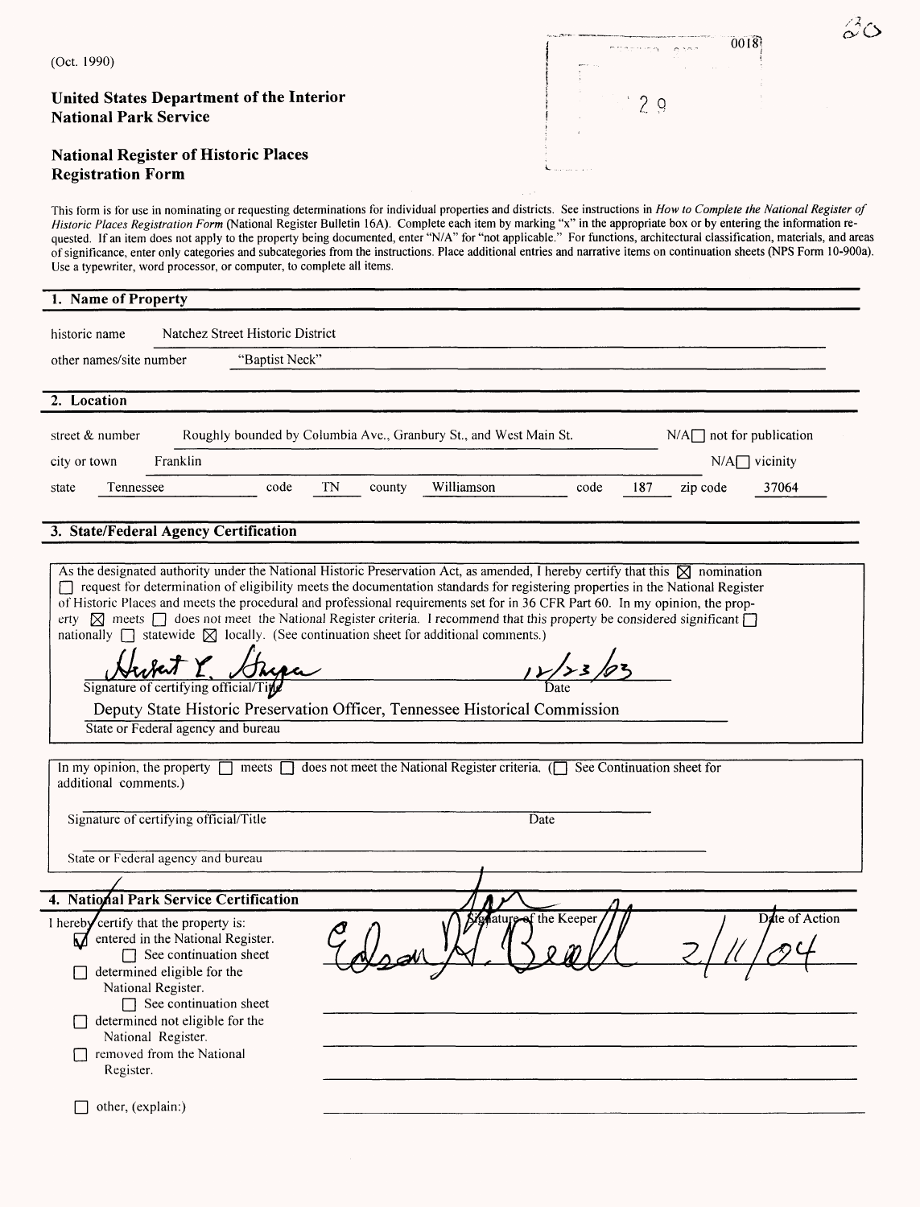(Oct. 1990)

**United States Department of the Interior**
**National Park Service**

**National Register of Historic Places**
**Registration Form**

This form is for use in nominating or requesting determinations for individual properties and districts. See instructions in *How to Complete the National Register of Historic Places Registration Form* (National Register Bulletin 16A). Complete each item by marking "x" in the appropriate box or by entering the information requested. If an item does not apply to the property being documented, enter "N/A" for "not applicable." For functions, architectural classification, materials, and areas of significance, enter only categories and subcategories from the instructions. Place additional entries and narrative items on continuation sheets (NPS Form 10-900a). Use a typewriter, word processor, or computer, to complete all items.

## 1. Name of Property

historic name: Natchez Street Historic District

other names/site number: "Baptist Neck"

## 2. Location

street & number: Roughly bounded by Columbia Ave., Granbury St., and West Main St. — N/A ☐ not for publication

city or town: Franklin — N/A ☐ vicinity

state: Tennessee — code: TN — county: Williamson — code: 187 — zip code: 37064

## 3. State/Federal Agency Certification

As the designated authority under the National Historic Preservation Act, as amended, I hereby certify that this ☒ nomination ☐ request for determination of eligibility meets the documentation standards for registering properties in the National Register of Historic Places and meets the procedural and professional requirements set for in 36 CFR Part 60. In my opinion, the property ☒ meets ☐ does not meet the National Register criteria. I recommend that this property be considered significant ☐ nationally ☐ statewide ☒ locally. (See continuation sheet for additional comments.)

Herbert L. Harper — 12/23/03

Signature of certifying official/Title — Date

Deputy State Historic Preservation Officer, Tennessee Historical Commission

State or Federal agency and bureau

In my opinion, the property ☐ meets ☐ does not meet the National Register criteria. (☐ See Continuation sheet for additional comments.)

Signature of certifying official/Title — Date

State or Federal agency and bureau

## 4. National Park Service Certification

I hereby certify that the property is:

- ☑ entered in the National Register.
  - ☐ See continuation sheet
- ☐ determined eligible for the National Register.
  - ☐ See continuation sheet
- ☐ determined not eligible for the National Register.
- ☐ removed from the National Register.
- ☐ other, (explain:)

Signature of the Keeper: Edson H. Beall — Date of Action: 2/11/04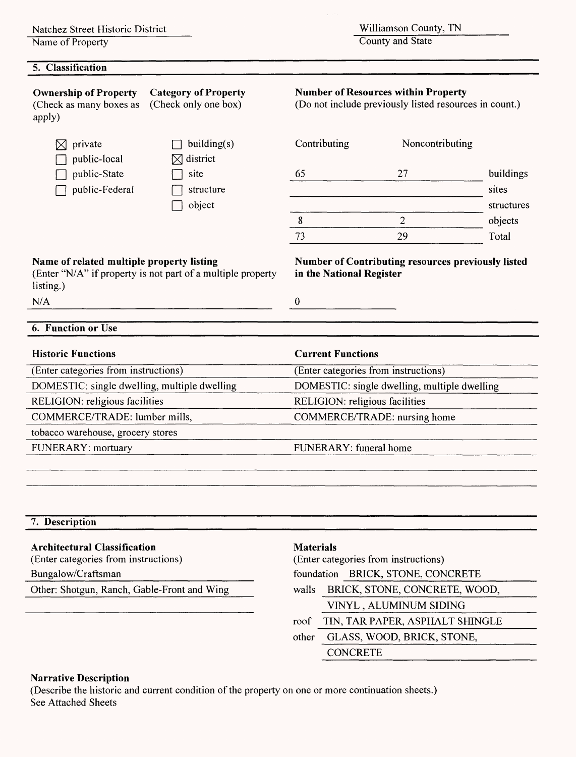Natchez Street Historic District
Name of Property

Williamson County, TN
County and State

## 5. Classification

**Ownership of Property**
(Check as many boxes as apply)

- [x] private
- [ ] public-local
- [ ] public-State
- [ ] public-Federal

**Category of Property**
(Check only one box)

- [ ] building(s)
- [x] district
- [ ] site
- [ ] structure
- [ ] object

**Number of Resources within Property**
(Do not include previously listed resources in count.)

| Contributing | Noncontributing | |
|---|---|---|
| 65 | 27 | buildings |
| | | sites |
| | | structures |
| 8 | 2 | objects |
| 73 | 29 | Total |

**Name of related multiple property listing**
(Enter "N/A" if property is not part of a multiple property listing.)

N/A

**Number of Contributing resources previously listed in the National Register**

0

## 6. Function or Use

| Historic Functions | Current Functions |
|---|---|
| (Enter categories from instructions) | (Enter categories from instructions) |
| DOMESTIC: single dwelling, multiple dwelling | DOMESTIC: single dwelling, multiple dwelling |
| RELIGION: religious facilities | RELIGION: religious facilities |
| COMMERCE/TRADE: lumber mills, | COMMERCE/TRADE: nursing home |
| tobacco warehouse, grocery stores | |
| FUNERARY: mortuary | FUNERARY: funeral home |

## 7. Description

**Architectural Classification**
(Enter categories from instructions)

Bungalow/Craftsman

Other: Shotgun, Ranch, Gable-Front and Wing

**Materials**
(Enter categories from instructions)

foundation BRICK, STONE, CONCRETE

walls BRICK, STONE, CONCRETE, WOOD, VINYL , ALUMINUM SIDING

roof TIN, TAR PAPER, ASPHALT SHINGLE

other GLASS, WOOD, BRICK, STONE, CONCRETE

**Narrative Description**
(Describe the historic and current condition of the property on one or more continuation sheets.)
See Attached Sheets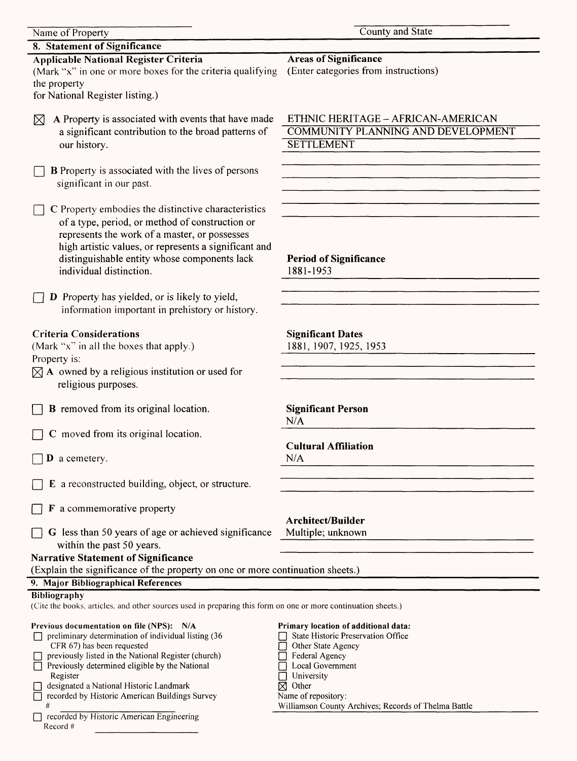| Name of Property | County and State |
|---|---|

## 8. Statement of Significance

**Applicable National Register Criteria**
(Mark "x" in one or more boxes for the criteria qualifying the property for National Register listing.)

☒ **A** Property is associated with events that have made a significant contribution to the broad patterns of our history.

☐ **B** Property is associated with the lives of persons significant in our past.

☐ **C** Property embodies the distinctive characteristics of a type, period, or method of construction or represents the work of a master, or possesses high artistic values, or represents a significant and distinguishable entity whose components lack individual distinction.

☐ **D** Property has yielded, or is likely to yield, information important in prehistory or history.

**Areas of Significance**
(Enter categories from instructions)

ETHNIC HERITAGE – AFRICAN-AMERICAN
COMMUNITY PLANNING AND DEVELOPMENT
SETTLEMENT

**Period of Significance**
1881-1953

**Criteria Considerations**
(Mark "x" in all the boxes that apply.)
Property is:

☒ **A** owned by a religious institution or used for religious purposes.

☐ **B** removed from its original location.

☐ **C** moved from its original location.

☐ **D** a cemetery.

☐ **E** a reconstructed building, object, or structure.

☐ **F** a commemorative property

☐ **G** less than 50 years of age or achieved significance within the past 50 years.

**Significant Dates**
1881, 1907, 1925, 1953

**Significant Person**
N/A

**Cultural Affiliation**
N/A

**Architect/Builder**
Multiple; unknown

**Narrative Statement of Significance**
(Explain the significance of the property on one or more continuation sheets.)

## 9. Major Bibliographical References

**Bibliography**
(Cite the books, articles, and other sources used in preparing this form on one or more continuation sheets.)

**Previous documentation on file (NPS):** N/A
☐ preliminary determination of individual listing (36 CFR 67) has been requested
☐ previously listed in the National Register (church)
☐ Previously determined eligible by the National Register
☐ designated a National Historic Landmark
☐ recorded by Historic American Buildings Survey #
☐ recorded by Historic American Engineering Record #

**Primary location of additional data:**
☐ State Historic Preservation Office
☐ Other State Agency
☐ Federal Agency
☐ Local Government
☐ University
☒ Other
Name of repository:
Williamson County Archives; Records of Thelma Battle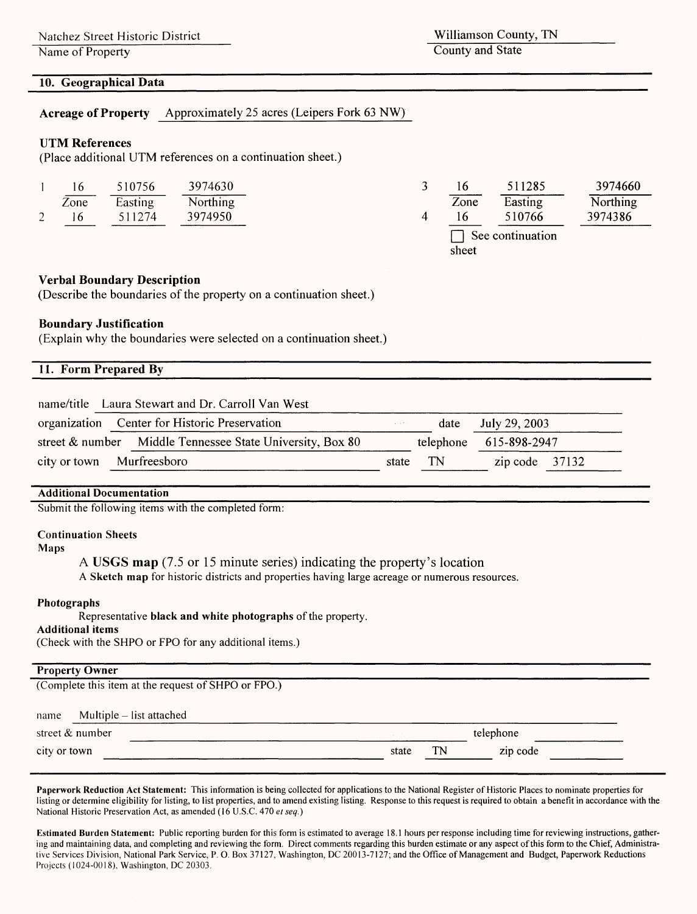Natchez Street Historic District
Name of Property

Williamson County, TN
County and State

## 10. Geographical Data

**Acreage of Property** Approximately 25 acres (Leipers Fork 63 NW)

**UTM References**
(Place additional UTM references on a continuation sheet.)

| | Zone | Easting | Northing |
|---|---|---|---|
| 1 | 16 | 510756 | 3974630 |
| 2 | 16 | 511274 | 3974950 |
| 3 | 16 | 511285 | 3974660 |
| 4 | 16 | 510766 | 3974386 |

☐ See continuation sheet

**Verbal Boundary Description**
(Describe the boundaries of the property on a continuation sheet.)

**Boundary Justification**
(Explain why the boundaries were selected on a continuation sheet.)

## 11. Form Prepared By

name/title Laura Stewart and Dr. Carroll Van West

organization Center for Historic Preservation date July 29, 2003

street & number Middle Tennessee State University, Box 80 telephone 615-898-2947

city or town Murfreesboro state TN zip code 37132

**Additional Documentation**

Submit the following items with the completed form:

**Continuation Sheets**

**Maps**

A **USGS map** (7.5 or 15 minute series) indicating the property's location

A **Sketch map** for historic districts and properties having large acreage or numerous resources.

**Photographs**

Representative **black and white photographs** of the property.

**Additional items**
(Check with the SHPO or FPO for any additional items.)

**Property Owner**
(Complete this item at the request of SHPO or FPO.)

name Multiple – list attached

street & number telephone

city or town state TN zip code

**Paperwork Reduction Act Statement:** This information is being collected for applications to the National Register of Historic Places to nominate properties for listing or determine eligibility for listing, to list properties, and to amend existing listing. Response to this request is required to obtain a benefit in accordance with the National Historic Preservation Act, as amended (16 U.S.C. 470 *et seq.*)

**Estimated Burden Statement:** Public reporting burden for this form is estimated to average 18.1 hours per response including time for reviewing instructions, gathering and maintaining data, and completing and reviewing the form. Direct comments regarding this burden estimate or any aspect of this form to the Chief, Administrative Services Division, National Park Service, P. O. Box 37127, Washington, DC 20013-7127; and the Office of Management and Budget, Paperwork Reductions Projects (1024-0018), Washington, DC 20303.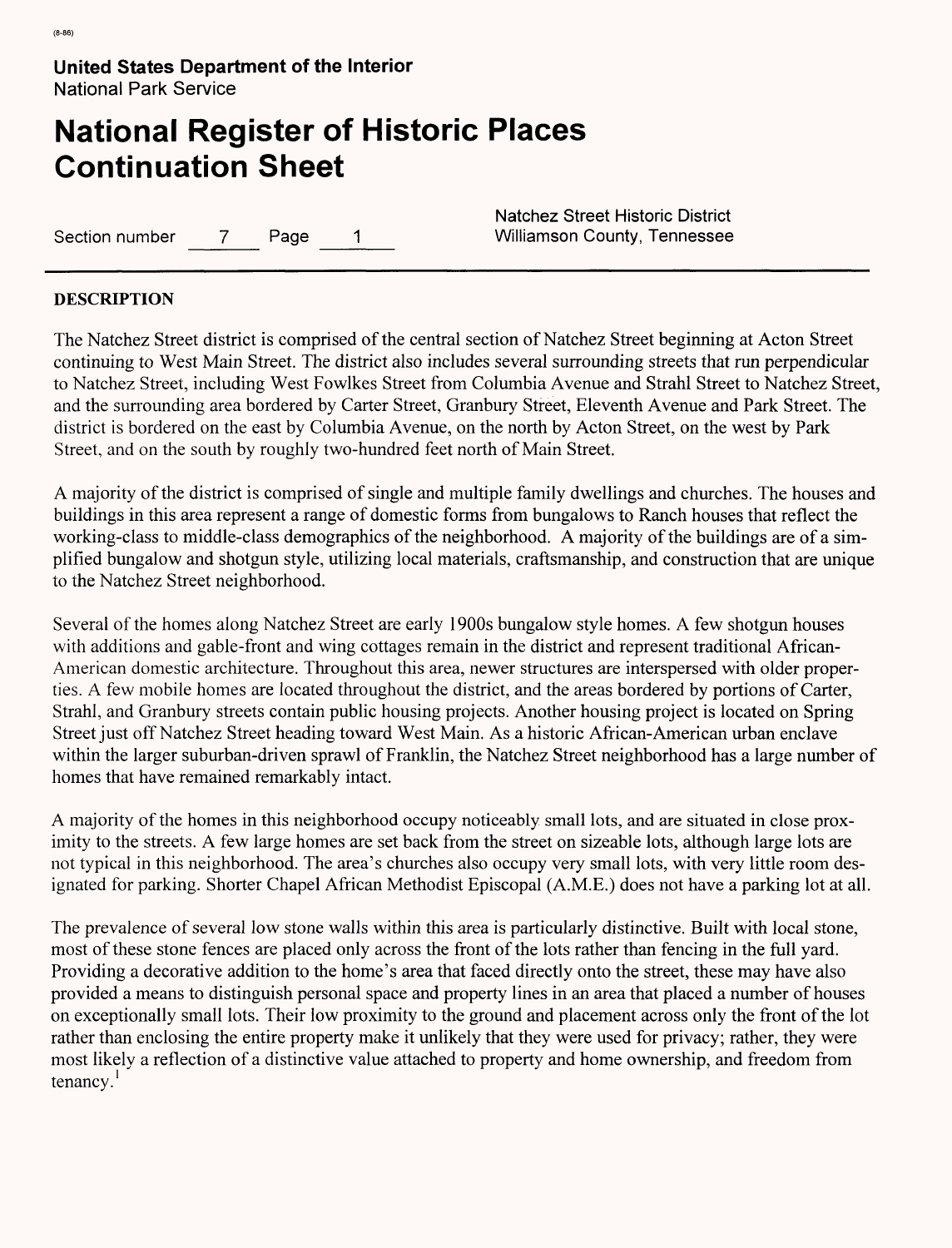**United States Department of the Interior**
National Park Service

# National Register of Historic Places Continuation Sheet

Section number 7 Page 1

Natchez Street Historic District
Williamson County, Tennessee

## DESCRIPTION

The Natchez Street district is comprised of the central section of Natchez Street beginning at Acton Street continuing to West Main Street. The district also includes several surrounding streets that run perpendicular to Natchez Street, including West Fowlkes Street from Columbia Avenue and Strahl Street to Natchez Street, and the surrounding area bordered by Carter Street, Granbury Street, Eleventh Avenue and Park Street. The district is bordered on the east by Columbia Avenue, on the north by Acton Street, on the west by Park Street, and on the south by roughly two-hundred feet north of Main Street.

A majority of the district is comprised of single and multiple family dwellings and churches. The houses and buildings in this area represent a range of domestic forms from bungalows to Ranch houses that reflect the working-class to middle-class demographics of the neighborhood. A majority of the buildings are of a simplified bungalow and shotgun style, utilizing local materials, craftsmanship, and construction that are unique to the Natchez Street neighborhood.

Several of the homes along Natchez Street are early 1900s bungalow style homes. A few shotgun houses with additions and gable-front and wing cottages remain in the district and represent traditional African-American domestic architecture. Throughout this area, newer structures are interspersed with older properties. A few mobile homes are located throughout the district, and the areas bordered by portions of Carter, Strahl, and Granbury streets contain public housing projects. Another housing project is located on Spring Street just off Natchez Street heading toward West Main. As a historic African-American urban enclave within the larger suburban-driven sprawl of Franklin, the Natchez Street neighborhood has a large number of homes that have remained remarkably intact.

A majority of the homes in this neighborhood occupy noticeably small lots, and are situated in close proximity to the streets. A few large homes are set back from the street on sizeable lots, although large lots are not typical in this neighborhood. The area's churches also occupy very small lots, with very little room designated for parking. Shorter Chapel African Methodist Episcopal (A.M.E.) does not have a parking lot at all.

The prevalence of several low stone walls within this area is particularly distinctive. Built with local stone, most of these stone fences are placed only across the front of the lots rather than fencing in the full yard. Providing a decorative addition to the home's area that faced directly onto the street, these may have also provided a means to distinguish personal space and property lines in an area that placed a number of houses on exceptionally small lots. Their low proximity to the ground and placement across only the front of the lot rather than enclosing the entire property make it unlikely that they were used for privacy; rather, they were most likely a reflection of a distinctive value attached to property and home ownership, and freedom from tenancy.[1]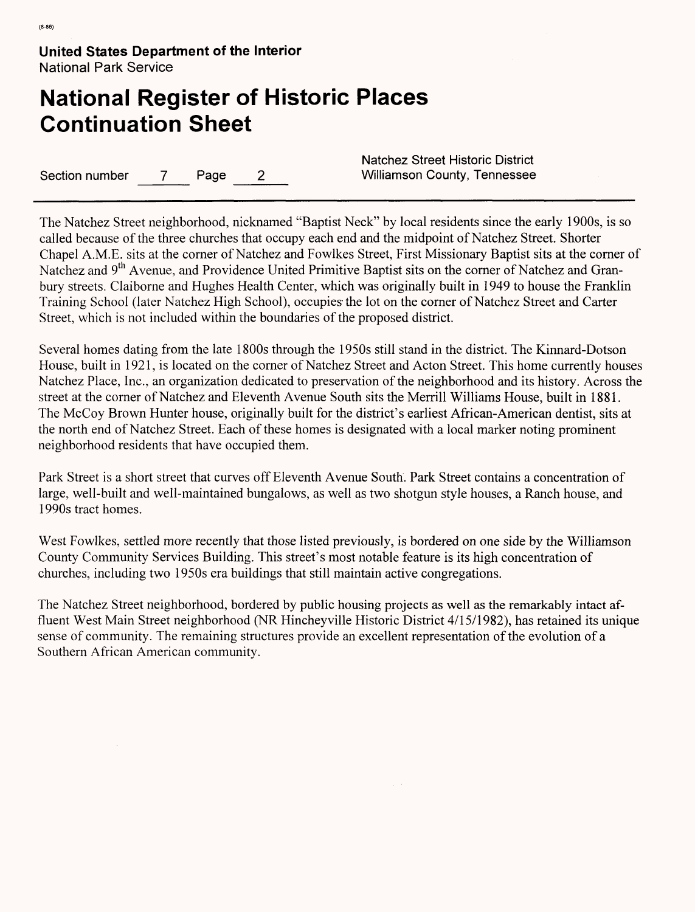The Natchez Street neighborhood, nicknamed "Baptist Neck" by local residents since the early 1900s, is so called because of the three churches that occupy each end and the midpoint of Natchez Street. Shorter Chapel A.M.E. sits at the corner of Natchez and Fowlkes Street, First Missionary Baptist sits at the corner of Natchez and 9th Avenue, and Providence United Primitive Baptist sits on the corner of Natchez and Granbury streets. Claiborne and Hughes Health Center, which was originally built in 1949 to house the Franklin Training School (later Natchez High School), occupies the lot on the corner of Natchez Street and Carter Street, which is not included within the boundaries of the proposed district.

Several homes dating from the late 1800s through the 1950s still stand in the district. The Kinnard-Dotson House, built in 1921, is located on the corner of Natchez Street and Acton Street. This home currently houses Natchez Place, Inc., an organization dedicated to preservation of the neighborhood and its history. Across the street at the corner of Natchez and Eleventh Avenue South sits the Merrill Williams House, built in 1881. The McCoy Brown Hunter house, originally built for the district's earliest African-American dentist, sits at the north end of Natchez Street. Each of these homes is designated with a local marker noting prominent neighborhood residents that have occupied them.

Park Street is a short street that curves off Eleventh Avenue South. Park Street contains a concentration of large, well-built and well-maintained bungalows, as well as two shotgun style houses, a Ranch house, and 1990s tract homes.

West Fowlkes, settled more recently that those listed previously, is bordered on one side by the Williamson County Community Services Building. This street's most notable feature is its high concentration of churches, including two 1950s era buildings that still maintain active congregations.

The Natchez Street neighborhood, bordered by public housing projects as well as the remarkably intact affluent West Main Street neighborhood (NR Hincheyville Historic District 4/15/1982), has retained its unique sense of community. The remaining structures provide an excellent representation of the evolution of a Southern African American community.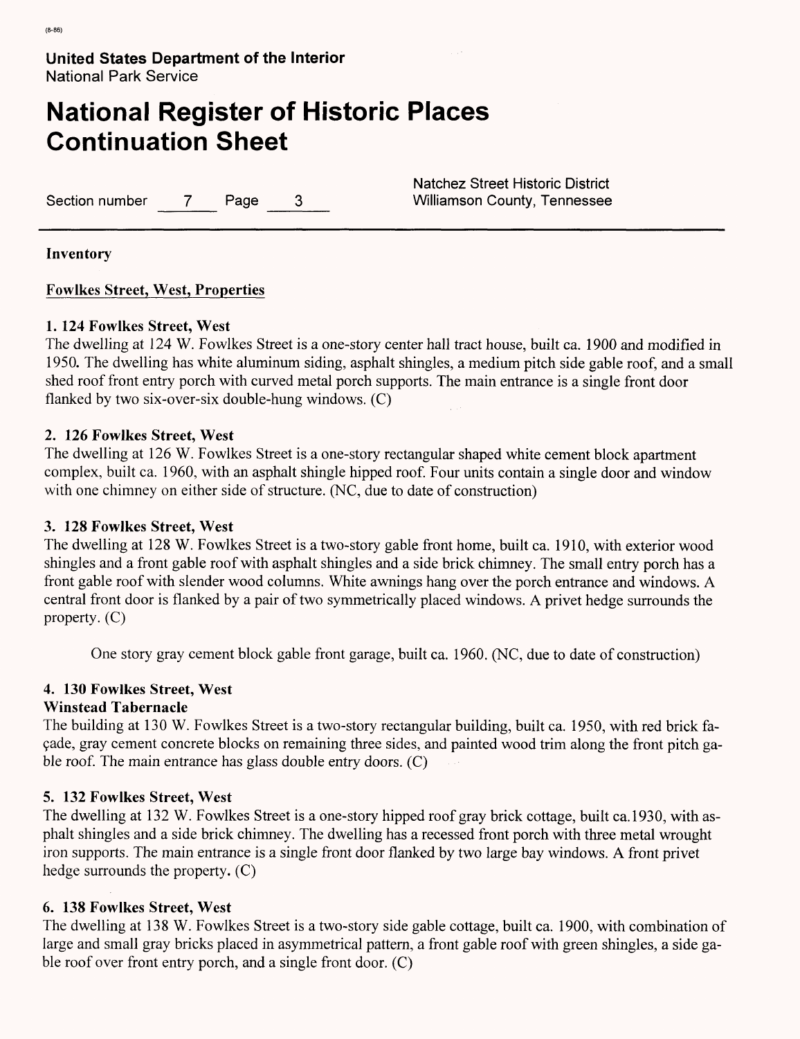**United States Department of the Interior**
National Park Service

# National Register of Historic Places Continuation Sheet

Section number 7 Page 3

Natchez Street Historic District
Williamson County, Tennessee

**Inventory**

**Fowlkes Street, West, Properties**

**1. 124 Fowlkes Street, West**
The dwelling at 124 W. Fowlkes Street is a one-story center hall tract house, built ca. 1900 and modified in 1950. The dwelling has white aluminum siding, asphalt shingles, a medium pitch side gable roof, and a small shed roof front entry porch with curved metal porch supports. The main entrance is a single front door flanked by two six-over-six double-hung windows. (C)

**2. 126 Fowlkes Street, West**
The dwelling at 126 W. Fowlkes Street is a one-story rectangular shaped white cement block apartment complex, built ca. 1960, with an asphalt shingle hipped roof. Four units contain a single door and window with one chimney on either side of structure. (NC, due to date of construction)

**3. 128 Fowlkes Street, West**
The dwelling at 128 W. Fowlkes Street is a two-story gable front home, built ca. 1910, with exterior wood shingles and a front gable roof with asphalt shingles and a side brick chimney. The small entry porch has a front gable roof with slender wood columns. White awnings hang over the porch entrance and windows. A central front door is flanked by a pair of two symmetrically placed windows. A privet hedge surrounds the property. (C)

One story gray cement block gable front garage, built ca. 1960. (NC, due to date of construction)

**4. 130 Fowlkes Street, West**
**Winstead Tabernacle**
The building at 130 W. Fowlkes Street is a two-story rectangular building, built ca. 1950, with red brick façade, gray cement concrete blocks on remaining three sides, and painted wood trim along the front pitch gable roof. The main entrance has glass double entry doors. (C)

**5. 132 Fowlkes Street, West**
The dwelling at 132 W. Fowlkes Street is a one-story hipped roof gray brick cottage, built ca.1930, with asphalt shingles and a side brick chimney. The dwelling has a recessed front porch with three metal wrought iron supports. The main entrance is a single front door flanked by two large bay windows. A front privet hedge surrounds the property. (C)

**6. 138 Fowlkes Street, West**
The dwelling at 138 W. Fowlkes Street is a two-story side gable cottage, built ca. 1900, with combination of large and small gray bricks placed in asymmetrical pattern, a front gable roof with green shingles, a side gable roof over front entry porch, and a single front door. (C)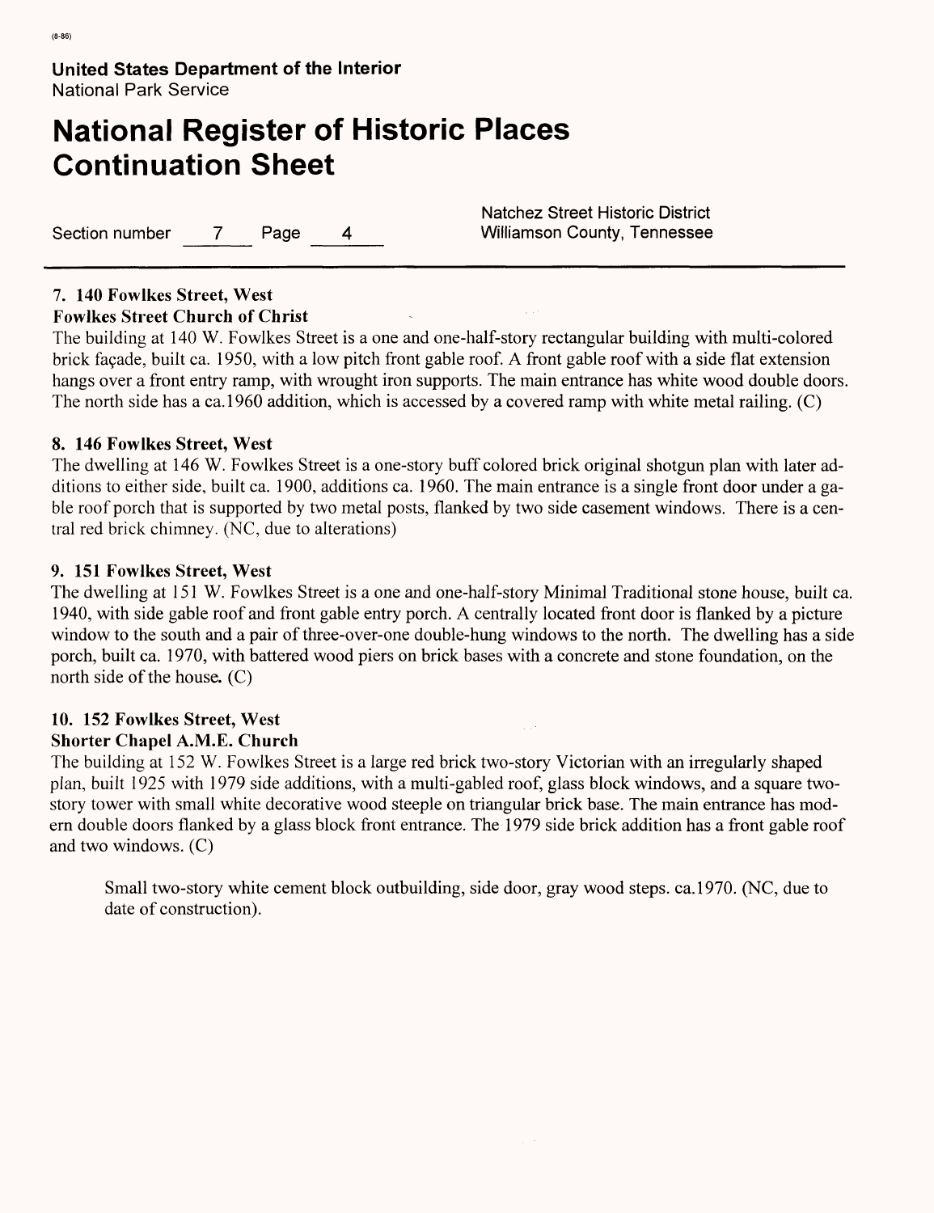### 7. 140 Fowlkes Street, West
**Fowlkes Street Church of Christ**

The building at 140 W. Fowlkes Street is a one and one-half-story rectangular building with multi-colored brick façade, built ca. 1950, with a low pitch front gable roof. A front gable roof with a side flat extension hangs over a front entry ramp, with wrought iron supports. The main entrance has white wood double doors. The north side has a ca.1960 addition, which is accessed by a covered ramp with white metal railing. (C)

### 8. 146 Fowlkes Street, West

The dwelling at 146 W. Fowlkes Street is a one-story buff colored brick original shotgun plan with later additions to either side, built ca. 1900, additions ca. 1960. The main entrance is a single front door under a gable roof porch that is supported by two metal posts, flanked by two side casement windows. There is a central red brick chimney. (NC, due to alterations)

### 9. 151 Fowlkes Street, West

The dwelling at 151 W. Fowlkes Street is a one and one-half-story Minimal Traditional stone house, built ca. 1940, with side gable roof and front gable entry porch. A centrally located front door is flanked by a picture window to the south and a pair of three-over-one double-hung windows to the north. The dwelling has a side porch, built ca. 1970, with battered wood piers on brick bases with a concrete and stone foundation, on the north side of the house. (C)

### 10. 152 Fowlkes Street, West
**Shorter Chapel A.M.E. Church**

The building at 152 W. Fowlkes Street is a large red brick two-story Victorian with an irregularly shaped plan, built 1925 with 1979 side additions, with a multi-gabled roof, glass block windows, and a square two-story tower with small white decorative wood steeple on triangular brick base. The main entrance has modern double doors flanked by a glass block front entrance. The 1979 side brick addition has a front gable roof and two windows. (C)

> Small two-story white cement block outbuilding, side door, gray wood steps. ca.1970. (NC, due to date of construction).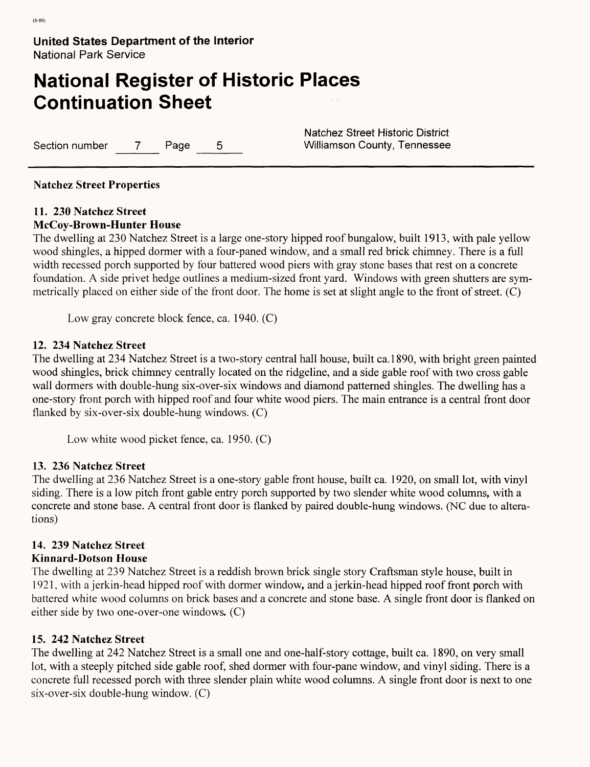# United States Department of the Interior
National Park Service

# National Register of Historic Places Continuation Sheet

Section number 7 Page 5

Natchez Street Historic District
Williamson County, Tennessee

## Natchez Street Properties

### 11. 230 Natchez Street
### McCoy-Brown-Hunter House

The dwelling at 230 Natchez Street is a large one-story hipped roof bungalow, built 1913, with pale yellow wood shingles, a hipped dormer with a four-paned window, and a small red brick chimney. There is a full width recessed porch supported by four battered wood piers with gray stone bases that rest on a concrete foundation. A side privet hedge outlines a medium-sized front yard. Windows with green shutters are symmetrically placed on either side of the front door. The home is set at slight angle to the front of street. (C)

Low gray concrete block fence, ca. 1940. (C)

### 12. 234 Natchez Street

The dwelling at 234 Natchez Street is a two-story central hall house, built ca.1890, with bright green painted wood shingles, brick chimney centrally located on the ridgeline, and a side gable roof with two cross gable wall dormers with double-hung six-over-six windows and diamond patterned shingles. The dwelling has a one-story front porch with hipped roof and four white wood piers. The main entrance is a central front door flanked by six-over-six double-hung windows. (C)

Low white wood picket fence, ca. 1950. (C)

### 13. 236 Natchez Street

The dwelling at 236 Natchez Street is a one-story gable front house, built ca. 1920, on small lot, with vinyl siding. There is a low pitch front gable entry porch supported by two slender white wood columns, with a concrete and stone base. A central front door is flanked by paired double-hung windows. (NC due to alterations)

### 14. 239 Natchez Street
### Kinnard-Dotson House

The dwelling at 239 Natchez Street is a reddish brown brick single story Craftsman style house, built in 1921, with a jerkin-head hipped roof with dormer window, and a jerkin-head hipped roof front porch with battered white wood columns on brick bases and a concrete and stone base. A single front door is flanked on either side by two one-over-one windows. (C)

### 15. 242 Natchez Street

The dwelling at 242 Natchez Street is a small one and one-half-story cottage, built ca. 1890, on very small lot, with a steeply pitched side gable roof, shed dormer with four-pane window, and vinyl siding. There is a concrete full recessed porch with three slender plain white wood columns. A single front door is next to one six-over-six double-hung window. (C)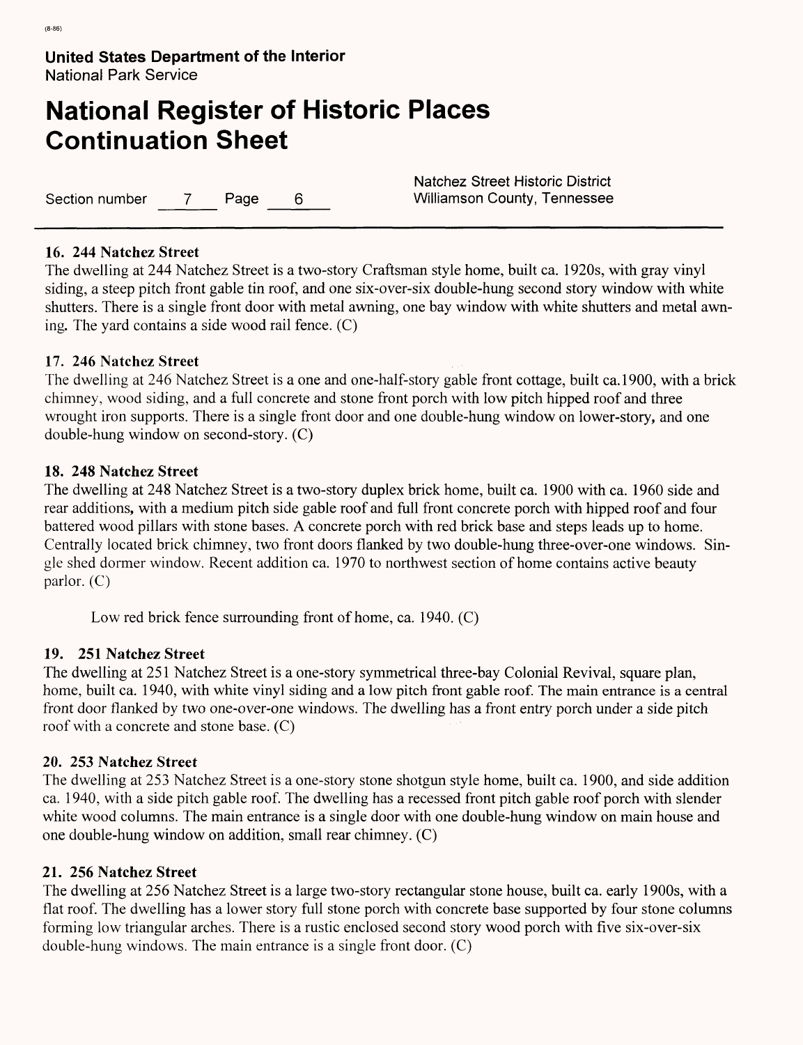# United States Department of the Interior
National Park Service

# National Register of Historic Places Continuation Sheet

Section number 7 Page 6

Natchez Street Historic District
Williamson County, Tennessee

**16. 244 Natchez Street**

The dwelling at 244 Natchez Street is a two-story Craftsman style home, built ca. 1920s, with gray vinyl siding, a steep pitch front gable tin roof, and one six-over-six double-hung second story window with white shutters. There is a single front door with metal awning, one bay window with white shutters and metal awning. The yard contains a side wood rail fence. (C)

**17. 246 Natchez Street**

The dwelling at 246 Natchez Street is a one and one-half-story gable front cottage, built ca.1900, with a brick chimney, wood siding, and a full concrete and stone front porch with low pitch hipped roof and three wrought iron supports. There is a single front door and one double-hung window on lower-story, and one double-hung window on second-story. (C)

**18. 248 Natchez Street**

The dwelling at 248 Natchez Street is a two-story duplex brick home, built ca. 1900 with ca. 1960 side and rear additions, with a medium pitch side gable roof and full front concrete porch with hipped roof and four battered wood pillars with stone bases. A concrete porch with red brick base and steps leads up to home. Centrally located brick chimney, two front doors flanked by two double-hung three-over-one windows. Single shed dormer window. Recent addition ca. 1970 to northwest section of home contains active beauty parlor. (C)

Low red brick fence surrounding front of home, ca. 1940. (C)

**19. 251 Natchez Street**

The dwelling at 251 Natchez Street is a one-story symmetrical three-bay Colonial Revival, square plan, home, built ca. 1940, with white vinyl siding and a low pitch front gable roof. The main entrance is a central front door flanked by two one-over-one windows. The dwelling has a front entry porch under a side pitch roof with a concrete and stone base. (C)

**20. 253 Natchez Street**

The dwelling at 253 Natchez Street is a one-story stone shotgun style home, built ca. 1900, and side addition ca. 1940, with a side pitch gable roof. The dwelling has a recessed front pitch gable roof porch with slender white wood columns. The main entrance is a single door with one double-hung window on main house and one double-hung window on addition, small rear chimney. (C)

**21. 256 Natchez Street**

The dwelling at 256 Natchez Street is a large two-story rectangular stone house, built ca. early 1900s, with a flat roof. The dwelling has a lower story full stone porch with concrete base supported by four stone columns forming low triangular arches. There is a rustic enclosed second story wood porch with five six-over-six double-hung windows. The main entrance is a single front door. (C)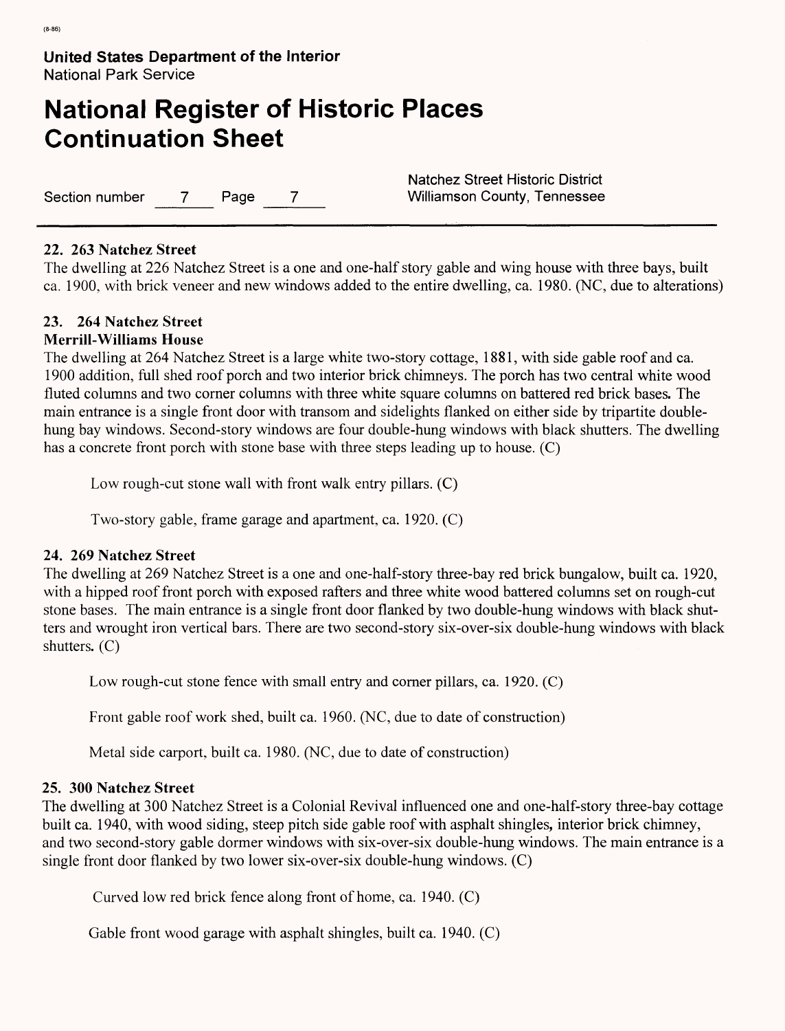**United States Department of the Interior**
National Park Service

# National Register of Historic Places Continuation Sheet

Section number 7 Page 7

Natchez Street Historic District
Williamson County, Tennessee

### 22. 263 Natchez Street

The dwelling at 226 Natchez Street is a one and one-half story gable and wing house with three bays, built ca. 1900, with brick veneer and new windows added to the entire dwelling, ca. 1980. (NC, due to alterations)

### 23. 264 Natchez Street
### Merrill-Williams House

The dwelling at 264 Natchez Street is a large white two-story cottage, 1881, with side gable roof and ca. 1900 addition, full shed roof porch and two interior brick chimneys. The porch has two central white wood fluted columns and two corner columns with three white square columns on battered red brick bases. The main entrance is a single front door with transom and sidelights flanked on either side by tripartite double-hung bay windows. Second-story windows are four double-hung windows with black shutters. The dwelling has a concrete front porch with stone base with three steps leading up to house. (C)

Low rough-cut stone wall with front walk entry pillars. (C)

Two-story gable, frame garage and apartment, ca. 1920. (C)

### 24. 269 Natchez Street

The dwelling at 269 Natchez Street is a one and one-half-story three-bay red brick bungalow, built ca. 1920, with a hipped roof front porch with exposed rafters and three white wood battered columns set on rough-cut stone bases. The main entrance is a single front door flanked by two double-hung windows with black shutters and wrought iron vertical bars. There are two second-story six-over-six double-hung windows with black shutters. (C)

Low rough-cut stone fence with small entry and corner pillars, ca. 1920. (C)

Front gable roof work shed, built ca. 1960. (NC, due to date of construction)

Metal side carport, built ca. 1980. (NC, due to date of construction)

### 25. 300 Natchez Street

The dwelling at 300 Natchez Street is a Colonial Revival influenced one and one-half-story three-bay cottage built ca. 1940, with wood siding, steep pitch side gable roof with asphalt shingles, interior brick chimney, and two second-story gable dormer windows with six-over-six double-hung windows. The main entrance is a single front door flanked by two lower six-over-six double-hung windows. (C)

Curved low red brick fence along front of home, ca. 1940. (C)

Gable front wood garage with asphalt shingles, built ca. 1940. (C)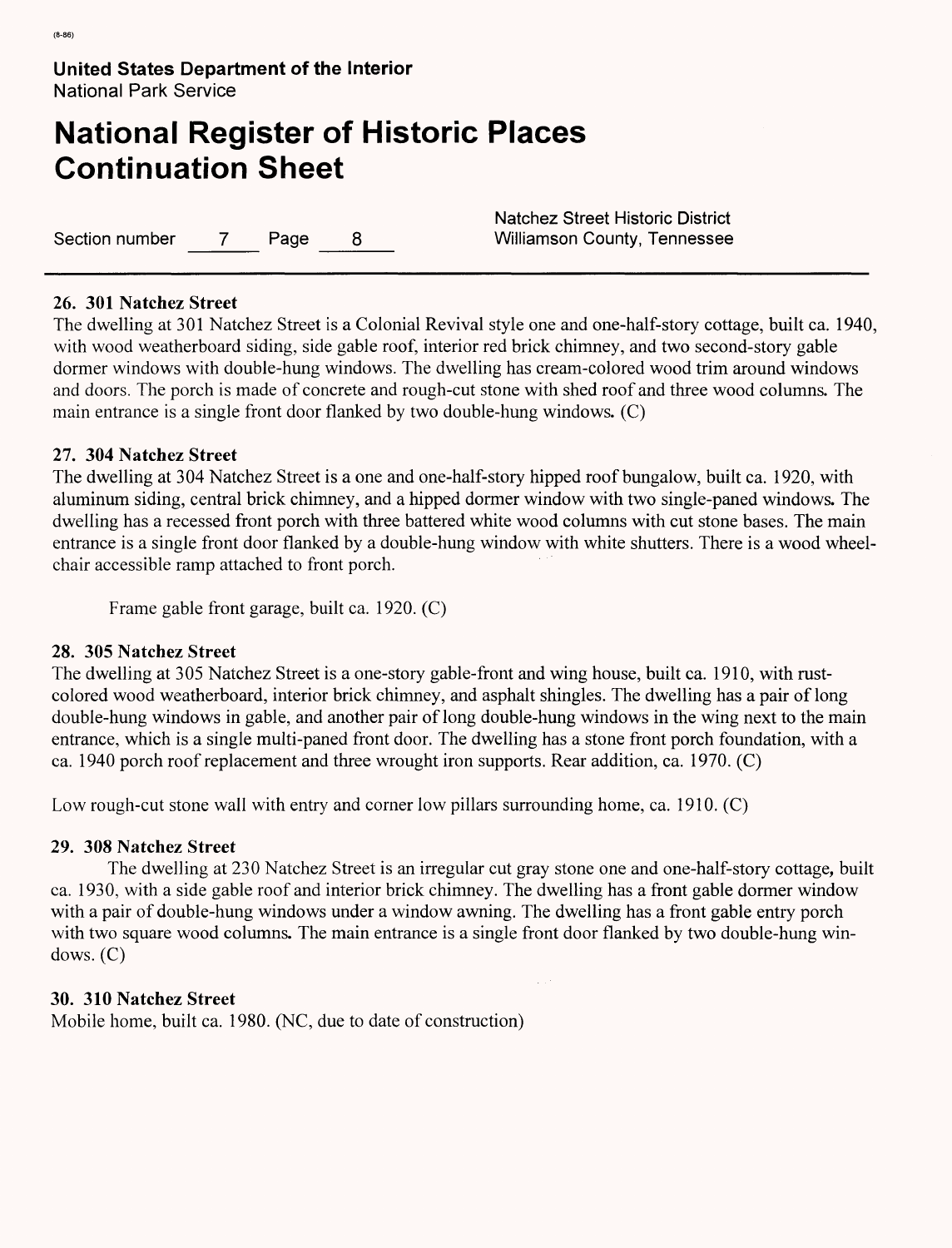**26. 301 Natchez Street**

The dwelling at 301 Natchez Street is a Colonial Revival style one and one-half-story cottage, built ca. 1940, with wood weatherboard siding, side gable roof, interior red brick chimney, and two second-story gable dormer windows with double-hung windows. The dwelling has cream-colored wood trim around windows and doors. The porch is made of concrete and rough-cut stone with shed roof and three wood columns. The main entrance is a single front door flanked by two double-hung windows. (C)

**27. 304 Natchez Street**

The dwelling at 304 Natchez Street is a one and one-half-story hipped roof bungalow, built ca. 1920, with aluminum siding, central brick chimney, and a hipped dormer window with two single-paned windows. The dwelling has a recessed front porch with three battered white wood columns with cut stone bases. The main entrance is a single front door flanked by a double-hung window with white shutters. There is a wood wheel-chair accessible ramp attached to front porch.

Frame gable front garage, built ca. 1920. (C)

**28. 305 Natchez Street**

The dwelling at 305 Natchez Street is a one-story gable-front and wing house, built ca. 1910, with rust-colored wood weatherboard, interior brick chimney, and asphalt shingles. The dwelling has a pair of long double-hung windows in gable, and another pair of long double-hung windows in the wing next to the main entrance, which is a single multi-paned front door. The dwelling has a stone front porch foundation, with a ca. 1940 porch roof replacement and three wrought iron supports. Rear addition, ca. 1970. (C)

Low rough-cut stone wall with entry and corner low pillars surrounding home, ca. 1910. (C)

**29. 308 Natchez Street**

The dwelling at 230 Natchez Street is an irregular cut gray stone one and one-half-story cottage, built ca. 1930, with a side gable roof and interior brick chimney. The dwelling has a front gable dormer window with a pair of double-hung windows under a window awning. The dwelling has a front gable entry porch with two square wood columns. The main entrance is a single front door flanked by two double-hung windows. (C)

**30. 310 Natchez Street**

Mobile home, built ca. 1980. (NC, due to date of construction)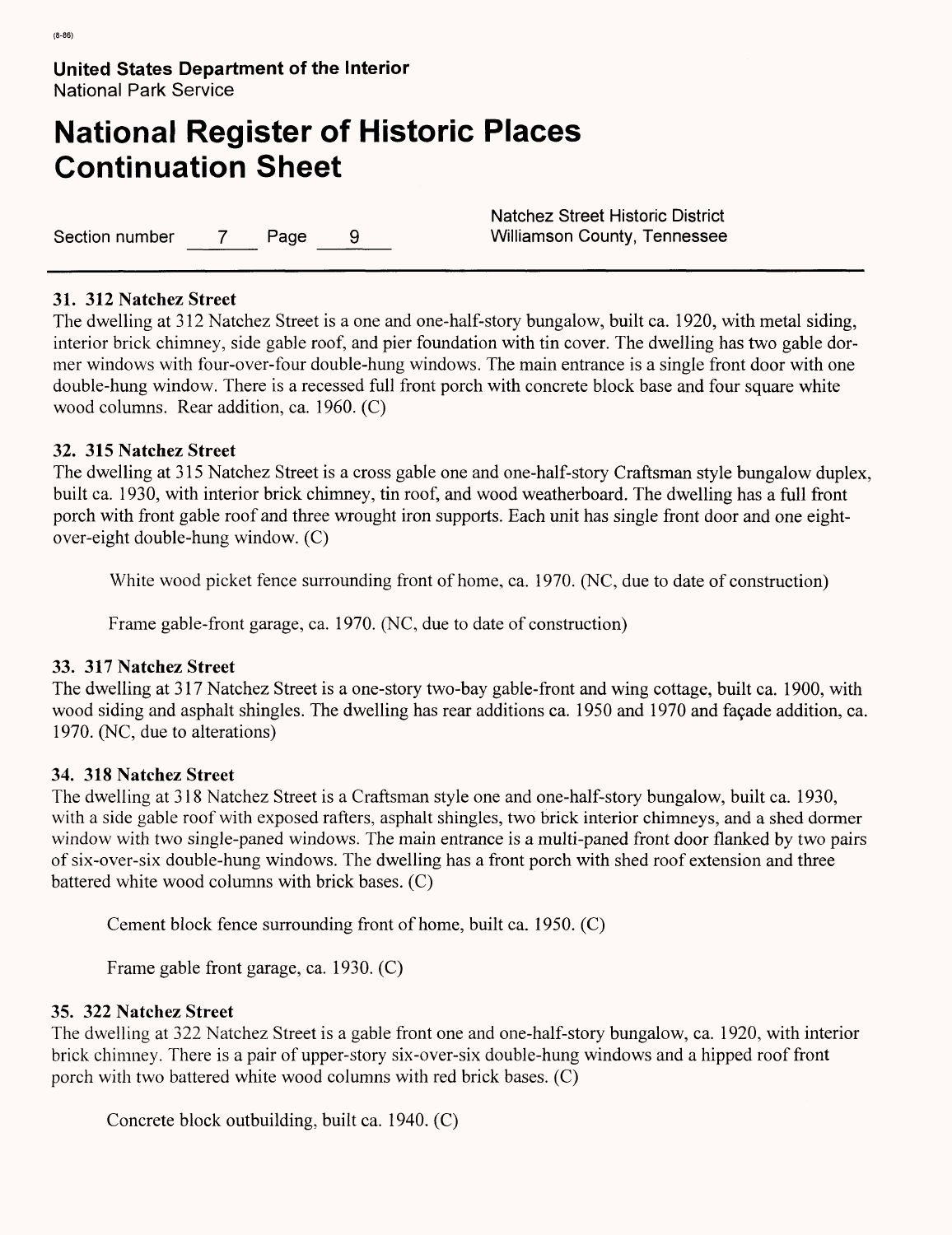**31. 312 Natchez Street**

The dwelling at 312 Natchez Street is a one and one-half-story bungalow, built ca. 1920, with metal siding, interior brick chimney, side gable roof, and pier foundation with tin cover. The dwelling has two gable dormer windows with four-over-four double-hung windows. The main entrance is a single front door with one double-hung window. There is a recessed full front porch with concrete block base and four square white wood columns. Rear addition, ca. 1960. (C)

**32. 315 Natchez Street**

The dwelling at 315 Natchez Street is a cross gable one and one-half-story Craftsman style bungalow duplex, built ca. 1930, with interior brick chimney, tin roof, and wood weatherboard. The dwelling has a full front porch with front gable roof and three wrought iron supports. Each unit has single front door and one eight-over-eight double-hung window. (C)

White wood picket fence surrounding front of home, ca. 1970. (NC, due to date of construction)

Frame gable-front garage, ca. 1970. (NC, due to date of construction)

**33. 317 Natchez Street**

The dwelling at 317 Natchez Street is a one-story two-bay gable-front and wing cottage, built ca. 1900, with wood siding and asphalt shingles. The dwelling has rear additions ca. 1950 and 1970 and façade addition, ca. 1970. (NC, due to alterations)

**34. 318 Natchez Street**

The dwelling at 318 Natchez Street is a Craftsman style one and one-half-story bungalow, built ca. 1930, with a side gable roof with exposed rafters, asphalt shingles, two brick interior chimneys, and a shed dormer window with two single-paned windows. The main entrance is a multi-paned front door flanked by two pairs of six-over-six double-hung windows. The dwelling has a front porch with shed roof extension and three battered white wood columns with brick bases. (C)

Cement block fence surrounding front of home, built ca. 1950. (C)

Frame gable front garage, ca. 1930. (C)

**35. 322 Natchez Street**

The dwelling at 322 Natchez Street is a gable front one and one-half-story bungalow, ca. 1920, with interior brick chimney. There is a pair of upper-story six-over-six double-hung windows and a hipped roof front porch with two battered white wood columns with red brick bases. (C)

Concrete block outbuilding, built ca. 1940. (C)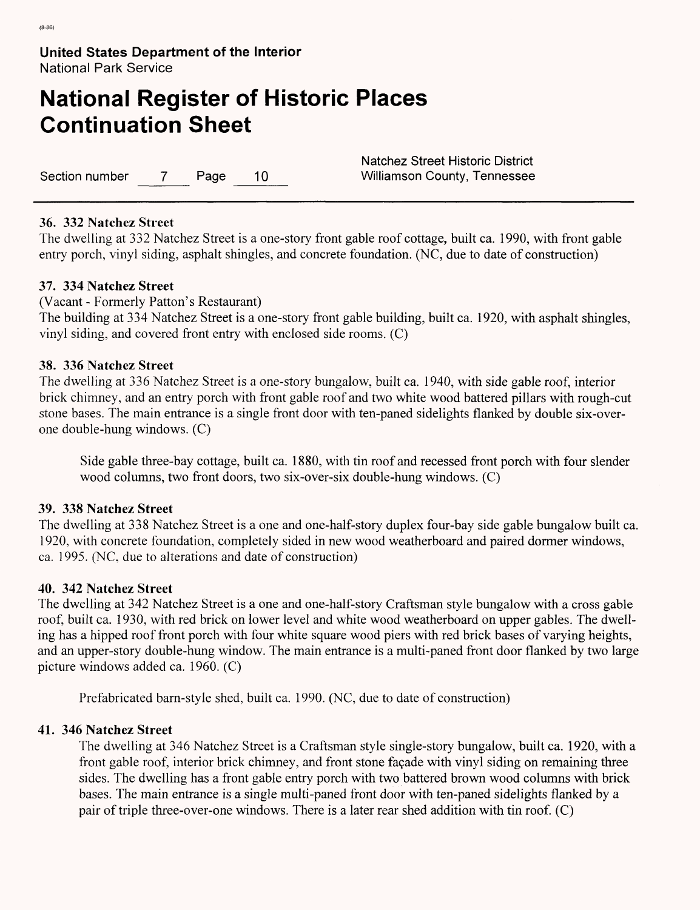**36. 332 Natchez Street**

The dwelling at 332 Natchez Street is a one-story front gable roof cottage, built ca. 1990, with front gable entry porch, vinyl siding, asphalt shingles, and concrete foundation. (NC, due to date of construction)

**37. 334 Natchez Street**

(Vacant - Formerly Patton's Restaurant)

The building at 334 Natchez Street is a one-story front gable building, built ca. 1920, with asphalt shingles, vinyl siding, and covered front entry with enclosed side rooms. (C)

**38. 336 Natchez Street**

The dwelling at 336 Natchez Street is a one-story bungalow, built ca. 1940, with side gable roof, interior brick chimney, and an entry porch with front gable roof and two white wood battered pillars with rough-cut stone bases. The main entrance is a single front door with ten-paned sidelights flanked by double six-over-one double-hung windows. (C)

> Side gable three-bay cottage, built ca. 1880, with tin roof and recessed front porch with four slender wood columns, two front doors, two six-over-six double-hung windows. (C)

**39. 338 Natchez Street**

The dwelling at 338 Natchez Street is a one and one-half-story duplex four-bay side gable bungalow built ca. 1920, with concrete foundation, completely sided in new wood weatherboard and paired dormer windows, ca. 1995. (NC, due to alterations and date of construction)

**40. 342 Natchez Street**

The dwelling at 342 Natchez Street is a one and one-half-story Craftsman style bungalow with a cross gable roof, built ca. 1930, with red brick on lower level and white wood weatherboard on upper gables. The dwelling has a hipped roof front porch with four white square wood piers with red brick bases of varying heights, and an upper-story double-hung window. The main entrance is a multi-paned front door flanked by two large picture windows added ca. 1960. (C)

> Prefabricated barn-style shed, built ca. 1990. (NC, due to date of construction)

**41. 346 Natchez Street**

The dwelling at 346 Natchez Street is a Craftsman style single-story bungalow, built ca. 1920, with a front gable roof, interior brick chimney, and front stone façade with vinyl siding on remaining three sides. The dwelling has a front gable entry porch with two battered brown wood columns with brick bases. The main entrance is a single multi-paned front door with ten-paned sidelights flanked by a pair of triple three-over-one windows. There is a later rear shed addition with tin roof. (C)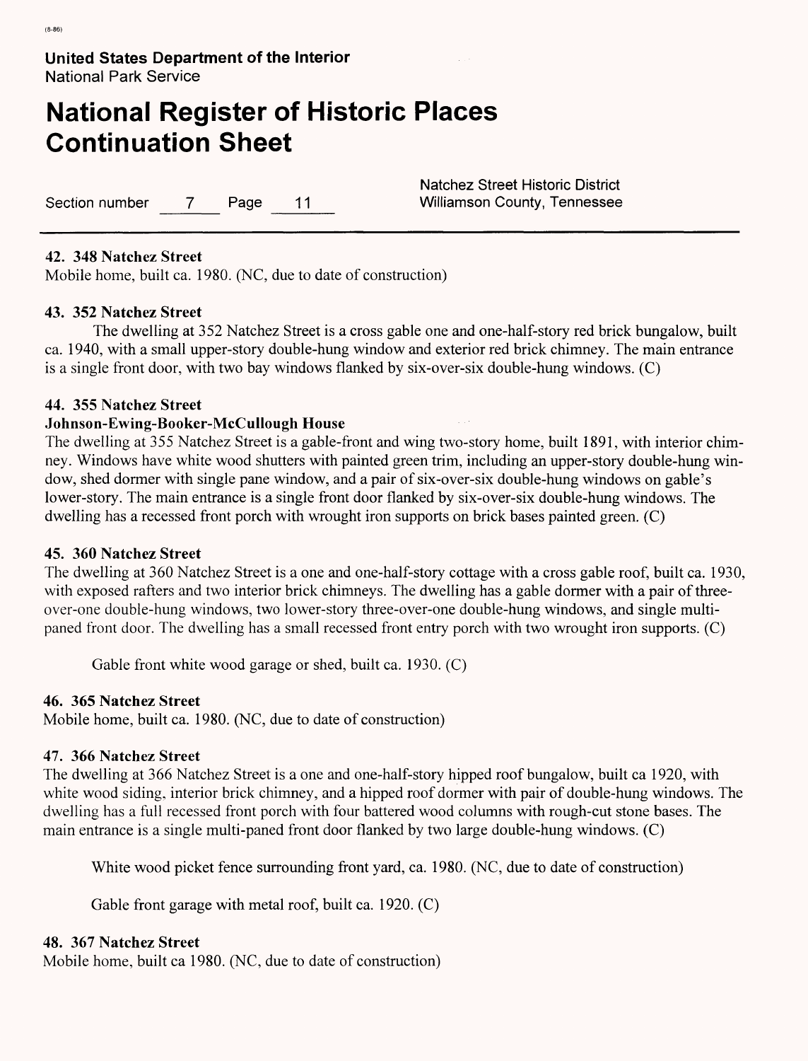**42. 348 Natchez Street**

Mobile home, built ca. 1980. (NC, due to date of construction)

**43. 352 Natchez Street**

The dwelling at 352 Natchez Street is a cross gable one and one-half-story red brick bungalow, built ca. 1940, with a small upper-story double-hung window and exterior red brick chimney. The main entrance is a single front door, with two bay windows flanked by six-over-six double-hung windows. (C)

**44. 355 Natchez Street**

**Johnson-Ewing-Booker-McCullough House**

The dwelling at 355 Natchez Street is a gable-front and wing two-story home, built 1891, with interior chimney. Windows have white wood shutters with painted green trim, including an upper-story double-hung window, shed dormer with single pane window, and a pair of six-over-six double-hung windows on gable's lower-story. The main entrance is a single front door flanked by six-over-six double-hung windows. The dwelling has a recessed front porch with wrought iron supports on brick bases painted green. (C)

**45. 360 Natchez Street**

The dwelling at 360 Natchez Street is a one and one-half-story cottage with a cross gable roof, built ca. 1930, with exposed rafters and two interior brick chimneys. The dwelling has a gable dormer with a pair of three-over-one double-hung windows, two lower-story three-over-one double-hung windows, and single multi-paned front door. The dwelling has a small recessed front entry porch with two wrought iron supports. (C)

Gable front white wood garage or shed, built ca. 1930. (C)

**46. 365 Natchez Street**

Mobile home, built ca. 1980. (NC, due to date of construction)

**47. 366 Natchez Street**

The dwelling at 366 Natchez Street is a one and one-half-story hipped roof bungalow, built ca 1920, with white wood siding, interior brick chimney, and a hipped roof dormer with pair of double-hung windows. The dwelling has a full recessed front porch with four battered wood columns with rough-cut stone bases. The main entrance is a single multi-paned front door flanked by two large double-hung windows. (C)

White wood picket fence surrounding front yard, ca. 1980. (NC, due to date of construction)

Gable front garage with metal roof, built ca. 1920. (C)

**48. 367 Natchez Street**

Mobile home, built ca 1980. (NC, due to date of construction)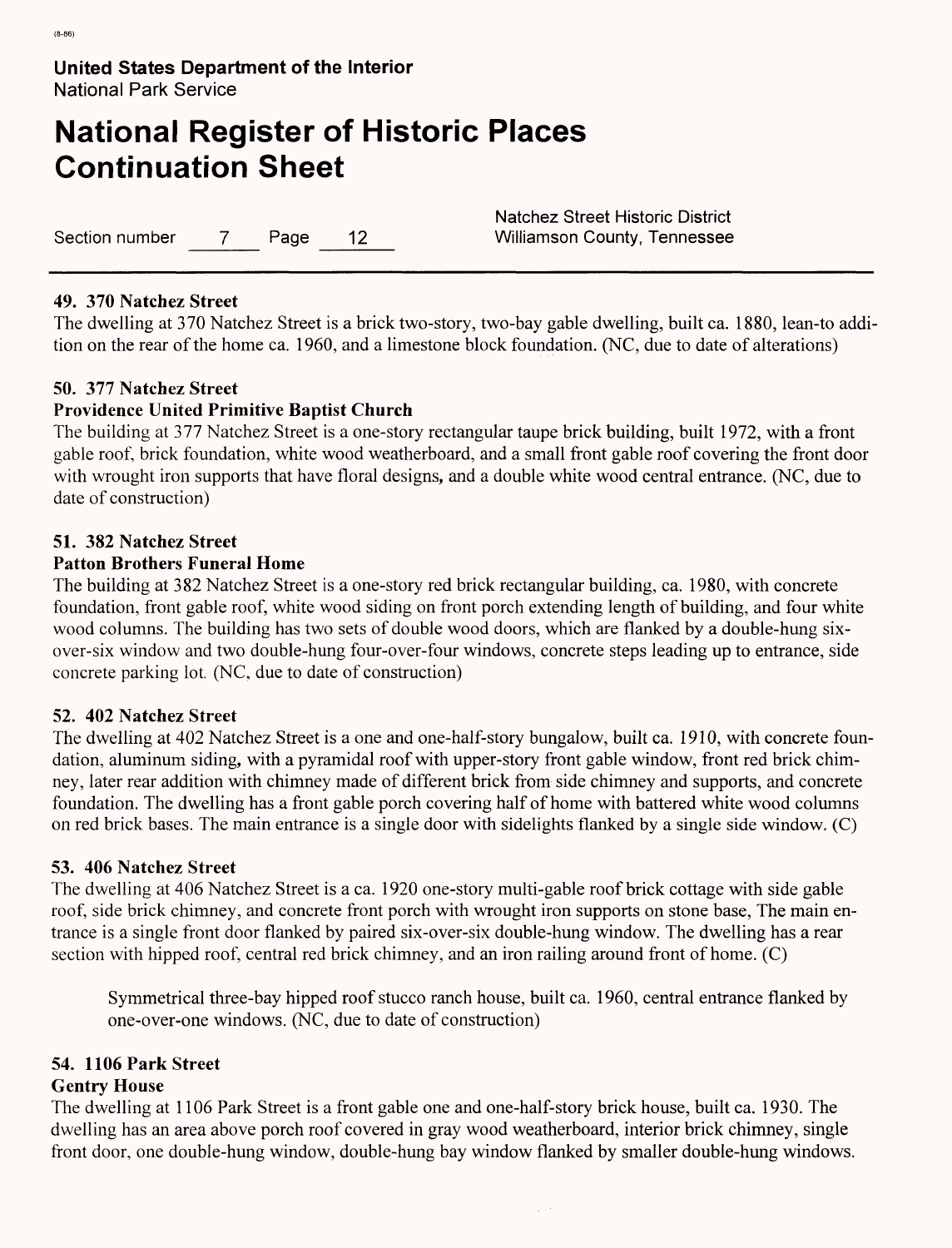**49. 370 Natchez Street**

The dwelling at 370 Natchez Street is a brick two-story, two-bay gable dwelling, built ca. 1880, lean-to addition on the rear of the home ca. 1960, and a limestone block foundation. (NC, due to date of alterations)

**50. 377 Natchez Street**

**Providence United Primitive Baptist Church**

The building at 377 Natchez Street is a one-story rectangular taupe brick building, built 1972, with a front gable roof, brick foundation, white wood weatherboard, and a small front gable roof covering the front door with wrought iron supports that have floral designs, and a double white wood central entrance. (NC, due to date of construction)

**51. 382 Natchez Street**

**Patton Brothers Funeral Home**

The building at 382 Natchez Street is a one-story red brick rectangular building, ca. 1980, with concrete foundation, front gable roof, white wood siding on front porch extending length of building, and four white wood columns. The building has two sets of double wood doors, which are flanked by a double-hung six-over-six window and two double-hung four-over-four windows, concrete steps leading up to entrance, side concrete parking lot. (NC, due to date of construction)

**52. 402 Natchez Street**

The dwelling at 402 Natchez Street is a one and one-half-story bungalow, built ca. 1910, with concrete foundation, aluminum siding, with a pyramidal roof with upper-story front gable window, front red brick chimney, later rear addition with chimney made of different brick from side chimney and supports, and concrete foundation. The dwelling has a front gable porch covering half of home with battered white wood columns on red brick bases. The main entrance is a single door with sidelights flanked by a single side window. (C)

**53. 406 Natchez Street**

The dwelling at 406 Natchez Street is a ca. 1920 one-story multi-gable roof brick cottage with side gable roof, side brick chimney, and concrete front porch with wrought iron supports on stone base, The main entrance is a single front door flanked by paired six-over-six double-hung window. The dwelling has a rear section with hipped roof, central red brick chimney, and an iron railing around front of home. (C)

> Symmetrical three-bay hipped roof stucco ranch house, built ca. 1960, central entrance flanked by one-over-one windows. (NC, due to date of construction)

**54. 1106 Park Street**

**Gentry House**

The dwelling at 1106 Park Street is a front gable one and one-half-story brick house, built ca. 1930. The dwelling has an area above porch roof covered in gray wood weatherboard, interior brick chimney, single front door, one double-hung window, double-hung bay window flanked by smaller double-hung windows.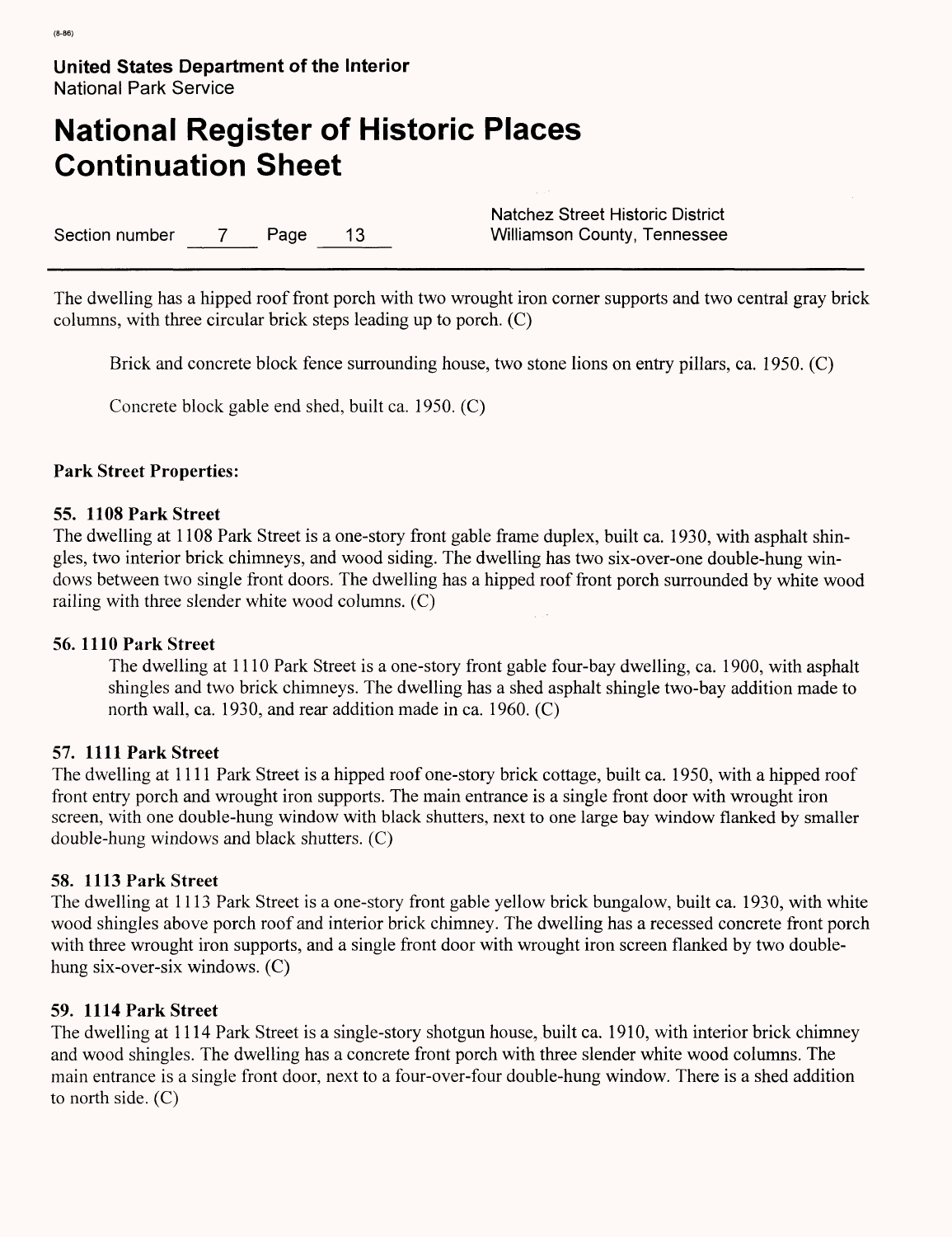The dwelling has a hipped roof front porch with two wrought iron corner supports and two central gray brick columns, with three circular brick steps leading up to porch. (C)

Brick and concrete block fence surrounding house, two stone lions on entry pillars, ca. 1950. (C)

Concrete block gable end shed, built ca. 1950. (C)

**Park Street Properties:**

**55. 1108 Park Street**
The dwelling at 1108 Park Street is a one-story front gable frame duplex, built ca. 1930, with asphalt shingles, two interior brick chimneys, and wood siding. The dwelling has two six-over-one double-hung windows between two single front doors. The dwelling has a hipped roof front porch surrounded by white wood railing with three slender white wood columns. (C)

**56. 1110 Park Street**
The dwelling at 1110 Park Street is a one-story front gable four-bay dwelling, ca. 1900, with asphalt shingles and two brick chimneys. The dwelling has a shed asphalt shingle two-bay addition made to north wall, ca. 1930, and rear addition made in ca. 1960. (C)

**57. 1111 Park Street**
The dwelling at 1111 Park Street is a hipped roof one-story brick cottage, built ca. 1950, with a hipped roof front entry porch and wrought iron supports. The main entrance is a single front door with wrought iron screen, with one double-hung window with black shutters, next to one large bay window flanked by smaller double-hung windows and black shutters. (C)

**58. 1113 Park Street**
The dwelling at 1113 Park Street is a one-story front gable yellow brick bungalow, built ca. 1930, with white wood shingles above porch roof and interior brick chimney. The dwelling has a recessed concrete front porch with three wrought iron supports, and a single front door with wrought iron screen flanked by two double-hung six-over-six windows. (C)

**59. 1114 Park Street**
The dwelling at 1114 Park Street is a single-story shotgun house, built ca. 1910, with interior brick chimney and wood shingles. The dwelling has a concrete front porch with three slender white wood columns. The main entrance is a single front door, next to a four-over-four double-hung window. There is a shed addition to north side. (C)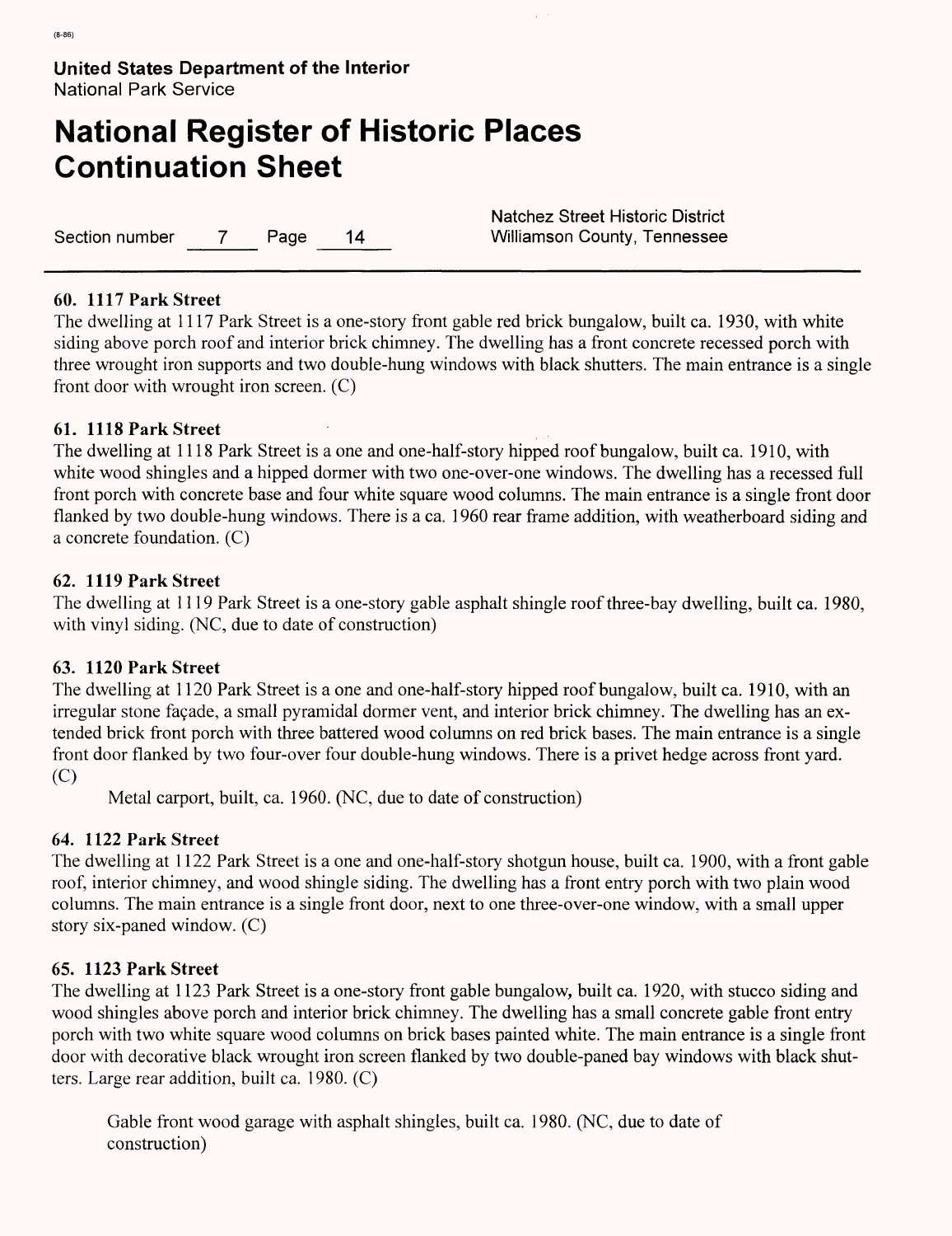# United States Department of the Interior
National Park Service

# National Register of Historic Places Continuation Sheet

Section number 7 Page 14

Natchez Street Historic District
Williamson County, Tennessee

**60. 1117 Park Street**
The dwelling at 1117 Park Street is a one-story front gable red brick bungalow, built ca. 1930, with white siding above porch roof and interior brick chimney. The dwelling has a front concrete recessed porch with three wrought iron supports and two double-hung windows with black shutters. The main entrance is a single front door with wrought iron screen. (C)

**61. 1118 Park Street**
The dwelling at 1118 Park Street is a one and one-half-story hipped roof bungalow, built ca. 1910, with white wood shingles and a hipped dormer with two one-over-one windows. The dwelling has a recessed full front porch with concrete base and four white square wood columns. The main entrance is a single front door flanked by two double-hung windows. There is a ca. 1960 rear frame addition, with weatherboard siding and a concrete foundation. (C)

**62. 1119 Park Street**
The dwelling at 1119 Park Street is a one-story gable asphalt shingle roof three-bay dwelling, built ca. 1980, with vinyl siding. (NC, due to date of construction)

**63. 1120 Park Street**
The dwelling at 1120 Park Street is a one and one-half-story hipped roof bungalow, built ca. 1910, with an irregular stone façade, a small pyramidal dormer vent, and interior brick chimney. The dwelling has an extended brick front porch with three battered wood columns on red brick bases. The main entrance is a single front door flanked by two four-over four double-hung windows. There is a privet hedge across front yard. (C)

Metal carport, built, ca. 1960. (NC, due to date of construction)

**64. 1122 Park Street**
The dwelling at 1122 Park Street is a one and one-half-story shotgun house, built ca. 1900, with a front gable roof, interior chimney, and wood shingle siding. The dwelling has a front entry porch with two plain wood columns. The main entrance is a single front door, next to one three-over-one window, with a small upper story six-paned window. (C)

**65. 1123 Park Street**
The dwelling at 1123 Park Street is a one-story front gable bungalow, built ca. 1920, with stucco siding and wood shingles above porch and interior brick chimney. The dwelling has a small concrete gable front entry porch with two white square wood columns on brick bases painted white. The main entrance is a single front door with decorative black wrought iron screen flanked by two double-paned bay windows with black shutters. Large rear addition, built ca. 1980. (C)

Gable front wood garage with asphalt shingles, built ca. 1980. (NC, due to date of construction)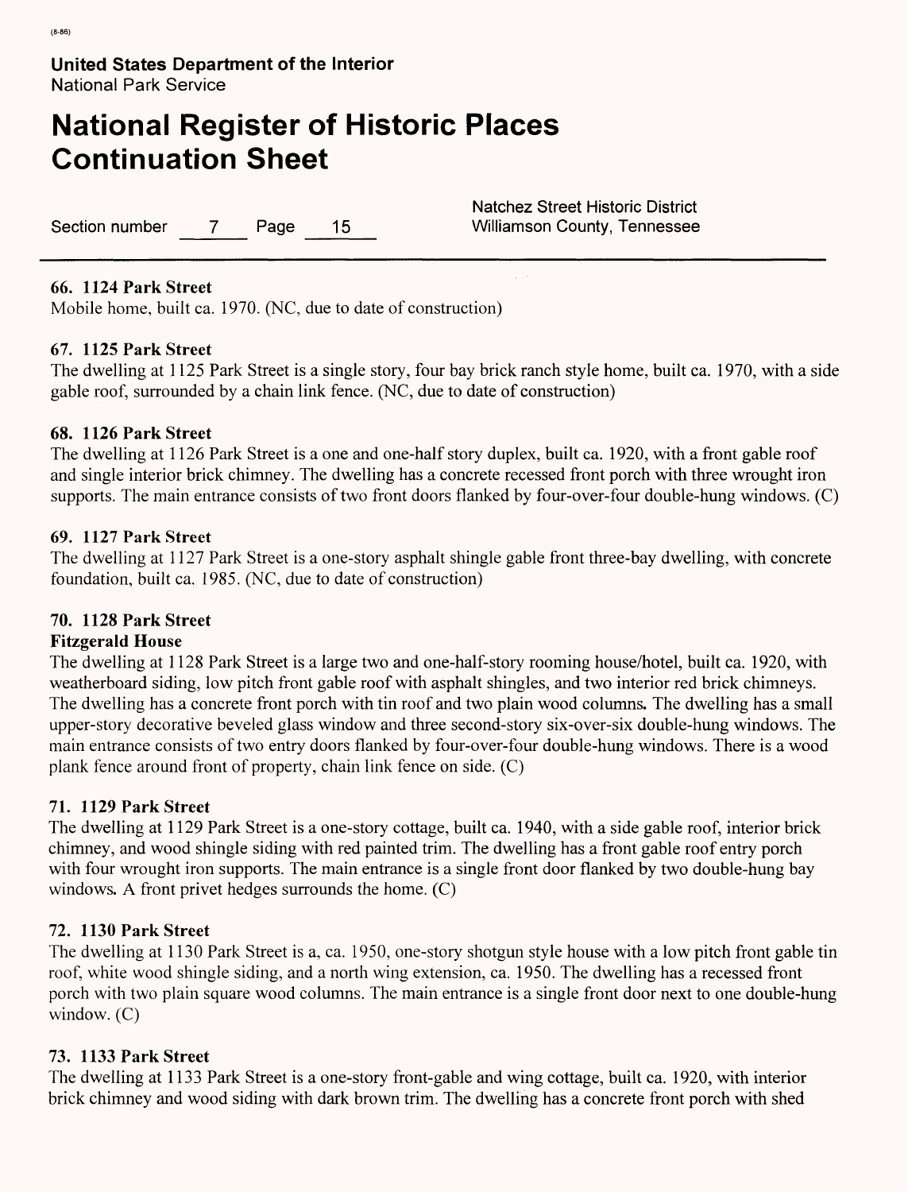**66. 1124 Park Street**
Mobile home, built ca. 1970. (NC, due to date of construction)

**67. 1125 Park Street**
The dwelling at 1125 Park Street is a single story, four bay brick ranch style home, built ca. 1970, with a side gable roof, surrounded by a chain link fence. (NC, due to date of construction)

**68. 1126 Park Street**
The dwelling at 1126 Park Street is a one and one-half story duplex, built ca. 1920, with a front gable roof and single interior brick chimney. The dwelling has a concrete recessed front porch with three wrought iron supports. The main entrance consists of two front doors flanked by four-over-four double-hung windows. (C)

**69. 1127 Park Street**
The dwelling at 1127 Park Street is a one-story asphalt shingle gable front three-bay dwelling, with concrete foundation, built ca. 1985. (NC, due to date of construction)

**70. 1128 Park Street**
**Fitzgerald House**
The dwelling at 1128 Park Street is a large two and one-half-story rooming house/hotel, built ca. 1920, with weatherboard siding, low pitch front gable roof with asphalt shingles, and two interior red brick chimneys. The dwelling has a concrete front porch with tin roof and two plain wood columns. The dwelling has a small upper-story decorative beveled glass window and three second-story six-over-six double-hung windows. The main entrance consists of two entry doors flanked by four-over-four double-hung windows. There is a wood plank fence around front of property, chain link fence on side. (C)

**71. 1129 Park Street**
The dwelling at 1129 Park Street is a one-story cottage, built ca. 1940, with a side gable roof, interior brick chimney, and wood shingle siding with red painted trim. The dwelling has a front gable roof entry porch with four wrought iron supports. The main entrance is a single front door flanked by two double-hung bay windows. A front privet hedges surrounds the home. (C)

**72. 1130 Park Street**
The dwelling at 1130 Park Street is a, ca. 1950, one-story shotgun style house with a low pitch front gable tin roof, white wood shingle siding, and a north wing extension, ca. 1950. The dwelling has a recessed front porch with two plain square wood columns. The main entrance is a single front door next to one double-hung window. (C)

**73. 1133 Park Street**
The dwelling at 1133 Park Street is a one-story front-gable and wing cottage, built ca. 1920, with interior brick chimney and wood siding with dark brown trim. The dwelling has a concrete front porch with shed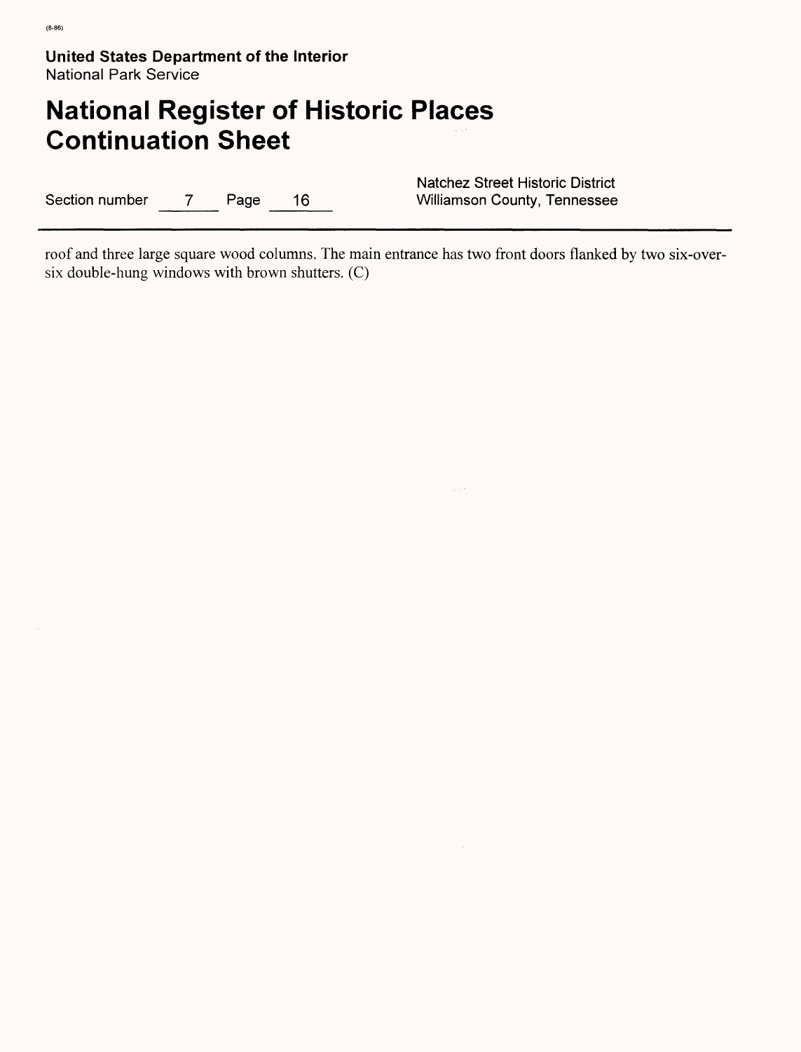roof and three large square wood columns. The main entrance has two front doors flanked by two six-over-six double-hung windows with brown shutters. (C)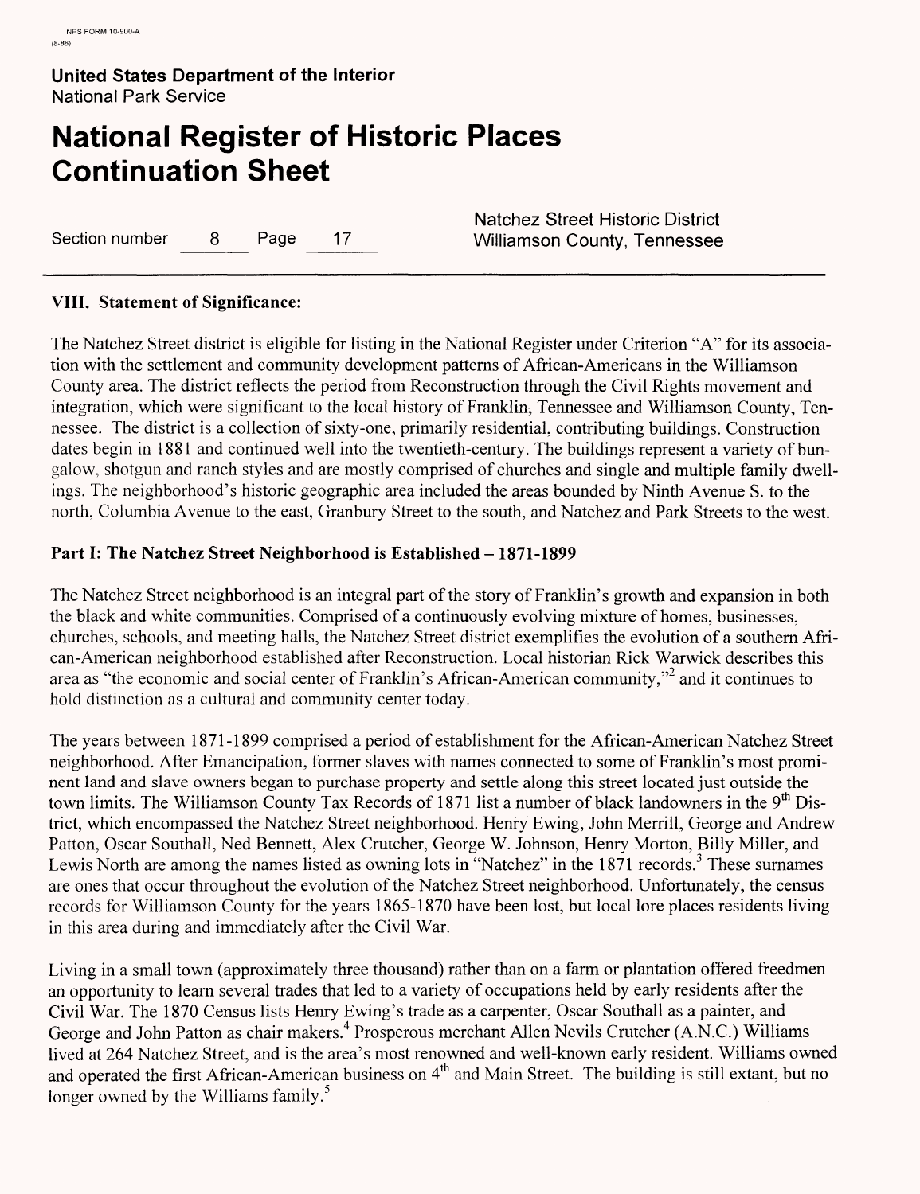## VIII. Statement of Significance:

The Natchez Street district is eligible for listing in the National Register under Criterion "A" for its association with the settlement and community development patterns of African-Americans in the Williamson County area. The district reflects the period from Reconstruction through the Civil Rights movement and integration, which were significant to the local history of Franklin, Tennessee and Williamson County, Tennessee. The district is a collection of sixty-one, primarily residential, contributing buildings. Construction dates begin in 1881 and continued well into the twentieth-century. The buildings represent a variety of bungalow, shotgun and ranch styles and are mostly comprised of churches and single and multiple family dwellings. The neighborhood's historic geographic area included the areas bounded by Ninth Avenue S. to the north, Columbia Avenue to the east, Granbury Street to the south, and Natchez and Park Streets to the west.

### Part I: The Natchez Street Neighborhood is Established – 1871-1899

The Natchez Street neighborhood is an integral part of the story of Franklin's growth and expansion in both the black and white communities. Comprised of a continuously evolving mixture of homes, businesses, churches, schools, and meeting halls, the Natchez Street district exemplifies the evolution of a southern African-American neighborhood established after Reconstruction. Local historian Rick Warwick describes this area as "the economic and social center of Franklin's African-American community,"[2] and it continues to hold distinction as a cultural and community center today.

The years between 1871-1899 comprised a period of establishment for the African-American Natchez Street neighborhood. After Emancipation, former slaves with names connected to some of Franklin's most prominent land and slave owners began to purchase property and settle along this street located just outside the town limits. The Williamson County Tax Records of 1871 list a number of black landowners in the 9th District, which encompassed the Natchez Street neighborhood. Henry Ewing, John Merrill, George and Andrew Patton, Oscar Southall, Ned Bennett, Alex Crutcher, George W. Johnson, Henry Morton, Billy Miller, and Lewis North are among the names listed as owning lots in "Natchez" in the 1871 records.[3] These surnames are ones that occur throughout the evolution of the Natchez Street neighborhood. Unfortunately, the census records for Williamson County for the years 1865-1870 have been lost, but local lore places residents living in this area during and immediately after the Civil War.

Living in a small town (approximately three thousand) rather than on a farm or plantation offered freedmen an opportunity to learn several trades that led to a variety of occupations held by early residents after the Civil War. The 1870 Census lists Henry Ewing's trade as a carpenter, Oscar Southall as a painter, and George and John Patton as chair makers.[4] Prosperous merchant Allen Nevils Crutcher (A.N.C.) Williams lived at 264 Natchez Street, and is the area's most renowned and well-known early resident. Williams owned and operated the first African-American business on 4th and Main Street. The building is still extant, but no longer owned by the Williams family.[5]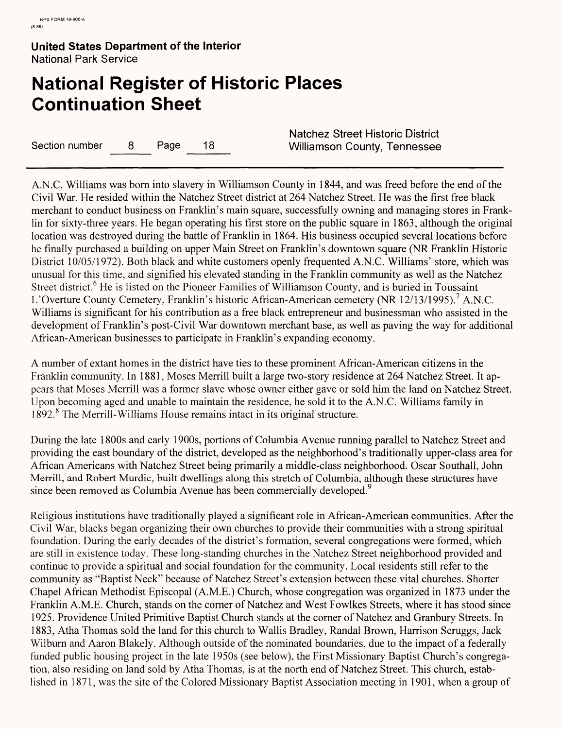A.N.C. Williams was born into slavery in Williamson County in 1844, and was freed before the end of the Civil War. He resided within the Natchez Street district at 264 Natchez Street. He was the first free black merchant to conduct business on Franklin's main square, successfully owning and managing stores in Franklin for sixty-three years. He began operating his first store on the public square in 1863, although the original location was destroyed during the battle of Franklin in 1864. His business occupied several locations before he finally purchased a building on upper Main Street on Franklin's downtown square (NR Franklin Historic District 10/05/1972). Both black and white customers openly frequented A.N.C. Williams' store, which was unusual for this time, and signified his elevated standing in the Franklin community as well as the Natchez Street district.[6] He is listed on the Pioneer Families of Williamson County, and is buried in Toussaint L'Overture County Cemetery, Franklin's historic African-American cemetery (NR 12/13/1995).[7] A.N.C. Williams is significant for his contribution as a free black entrepreneur and businessman who assisted in the development of Franklin's post-Civil War downtown merchant base, as well as paving the way for additional African-American businesses to participate in Franklin's expanding economy.

A number of extant homes in the district have ties to these prominent African-American citizens in the Franklin community. In 1881, Moses Merrill built a large two-story residence at 264 Natchez Street. It appears that Moses Merrill was a former slave whose owner either gave or sold him the land on Natchez Street. Upon becoming aged and unable to maintain the residence, he sold it to the A.N.C. Williams family in 1892.[8] The Merrill-Williams House remains intact in its original structure.

During the late 1800s and early 1900s, portions of Columbia Avenue running parallel to Natchez Street and providing the east boundary of the district, developed as the neighborhood's traditionally upper-class area for African Americans with Natchez Street being primarily a middle-class neighborhood. Oscar Southall, John Merrill, and Robert Murdic, built dwellings along this stretch of Columbia, although these structures have since been removed as Columbia Avenue has been commercially developed.[9]

Religious institutions have traditionally played a significant role in African-American communities. After the Civil War, blacks began organizing their own churches to provide their communities with a strong spiritual foundation. During the early decades of the district's formation, several congregations were formed, which are still in existence today. These long-standing churches in the Natchez Street neighborhood provided and continue to provide a spiritual and social foundation for the community. Local residents still refer to the community as "Baptist Neck" because of Natchez Street's extension between these vital churches. Shorter Chapel African Methodist Episcopal (A.M.E.) Church, whose congregation was organized in 1873 under the Franklin A.M.E. Church, stands on the corner of Natchez and West Fowlkes Streets, where it has stood since 1925. Providence United Primitive Baptist Church stands at the corner of Natchez and Granbury Streets. In 1883, Atha Thomas sold the land for this church to Wallis Bradley, Randal Brown, Harrison Scruggs, Jack Wilburn and Aaron Blakely. Although outside of the nominated boundaries, due to the impact of a federally funded public housing project in the late 1950s (see below), the First Missionary Baptist Church's congregation, also residing on land sold by Atha Thomas, is at the north end of Natchez Street. This church, established in 1871, was the site of the Colored Missionary Baptist Association meeting in 1901, when a group of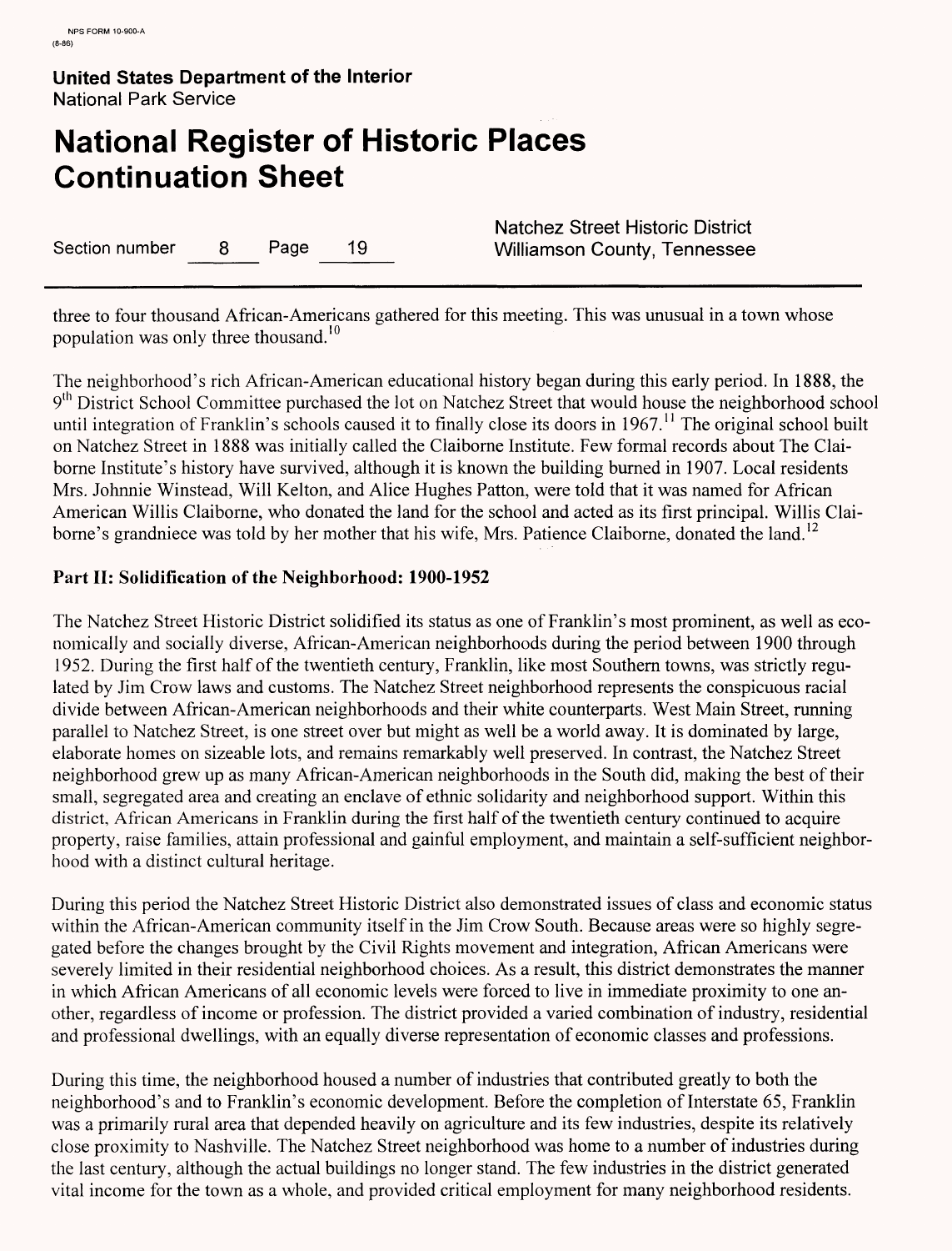three to four thousand African-Americans gathered for this meeting. This was unusual in a town whose population was only three thousand.[10]

The neighborhood's rich African-American educational history began during this early period. In 1888, the 9th District School Committee purchased the lot on Natchez Street that would house the neighborhood school until integration of Franklin's schools caused it to finally close its doors in 1967.[11] The original school built on Natchez Street in 1888 was initially called the Claiborne Institute. Few formal records about The Claiborne Institute's history have survived, although it is known the building burned in 1907. Local residents Mrs. Johnnie Winstead, Will Kelton, and Alice Hughes Patton, were told that it was named for African American Willis Claiborne, who donated the land for the school and acted as its first principal. Willis Claiborne's grandniece was told by her mother that his wife, Mrs. Patience Claiborne, donated the land.[12]

**Part II: Solidification of the Neighborhood: 1900-1952**

The Natchez Street Historic District solidified its status as one of Franklin's most prominent, as well as economically and socially diverse, African-American neighborhoods during the period between 1900 through 1952. During the first half of the twentieth century, Franklin, like most Southern towns, was strictly regulated by Jim Crow laws and customs. The Natchez Street neighborhood represents the conspicuous racial divide between African-American neighborhoods and their white counterparts. West Main Street, running parallel to Natchez Street, is one street over but might as well be a world away. It is dominated by large, elaborate homes on sizeable lots, and remains remarkably well preserved. In contrast, the Natchez Street neighborhood grew up as many African-American neighborhoods in the South did, making the best of their small, segregated area and creating an enclave of ethnic solidarity and neighborhood support. Within this district, African Americans in Franklin during the first half of the twentieth century continued to acquire property, raise families, attain professional and gainful employment, and maintain a self-sufficient neighborhood with a distinct cultural heritage.

During this period the Natchez Street Historic District also demonstrated issues of class and economic status within the African-American community itself in the Jim Crow South. Because areas were so highly segregated before the changes brought by the Civil Rights movement and integration, African Americans were severely limited in their residential neighborhood choices. As a result, this district demonstrates the manner in which African Americans of all economic levels were forced to live in immediate proximity to one another, regardless of income or profession. The district provided a varied combination of industry, residential and professional dwellings, with an equally diverse representation of economic classes and professions.

During this time, the neighborhood housed a number of industries that contributed greatly to both the neighborhood's and to Franklin's economic development. Before the completion of Interstate 65, Franklin was a primarily rural area that depended heavily on agriculture and its few industries, despite its relatively close proximity to Nashville. The Natchez Street neighborhood was home to a number of industries during the last century, although the actual buildings no longer stand. The few industries in the district generated vital income for the town as a whole, and provided critical employment for many neighborhood residents.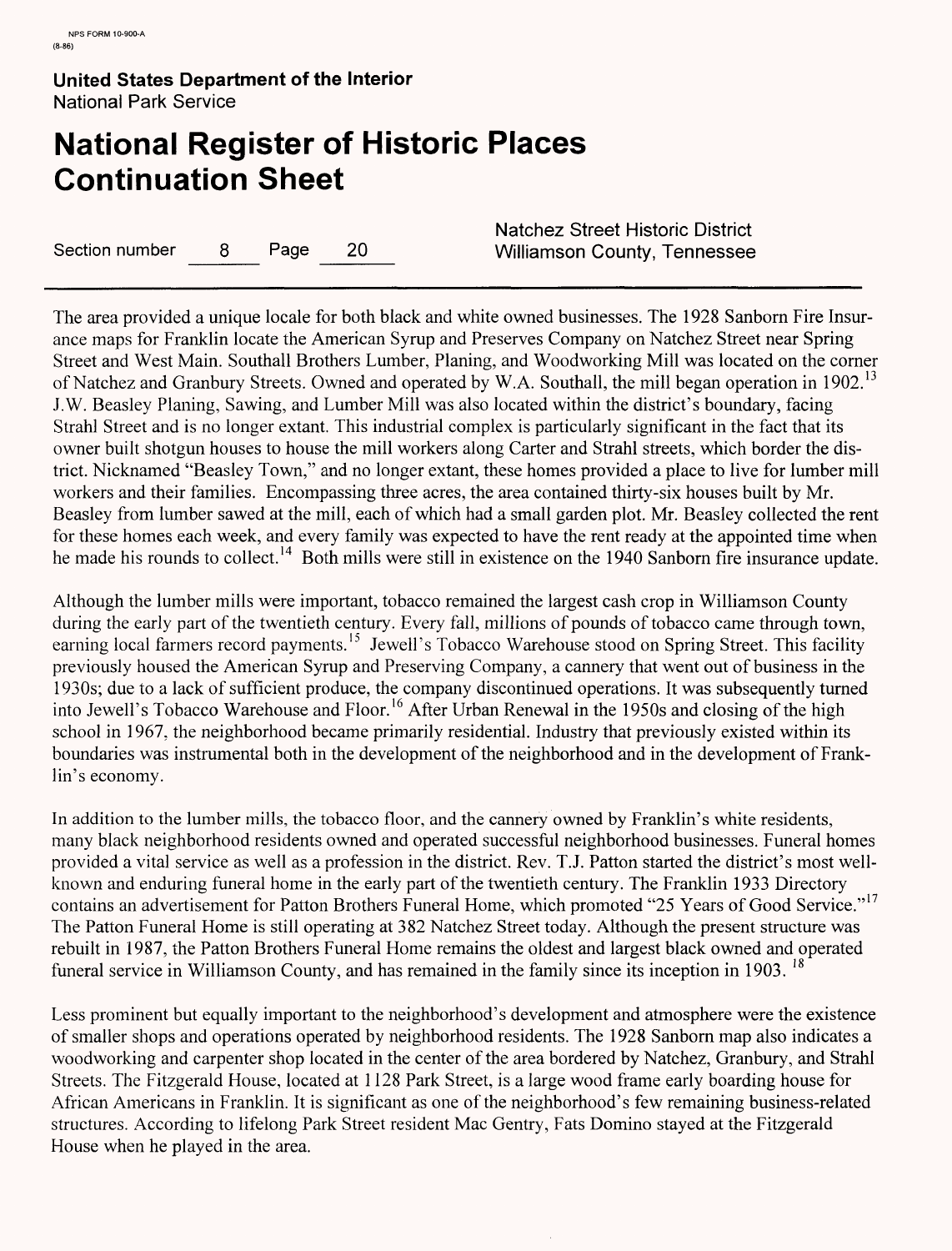The area provided a unique locale for both black and white owned businesses. The 1928 Sanborn Fire Insurance maps for Franklin locate the American Syrup and Preserves Company on Natchez Street near Spring Street and West Main. Southall Brothers Lumber, Planing, and Woodworking Mill was located on the corner of Natchez and Granbury Streets. Owned and operated by W.A. Southall, the mill began operation in 1902.[13] J.W. Beasley Planing, Sawing, and Lumber Mill was also located within the district's boundary, facing Strahl Street and is no longer extant. This industrial complex is particularly significant in the fact that its owner built shotgun houses to house the mill workers along Carter and Strahl streets, which border the district. Nicknamed "Beasley Town," and no longer extant, these homes provided a place to live for lumber mill workers and their families. Encompassing three acres, the area contained thirty-six houses built by Mr. Beasley from lumber sawed at the mill, each of which had a small garden plot. Mr. Beasley collected the rent for these homes each week, and every family was expected to have the rent ready at the appointed time when he made his rounds to collect.[14] Both mills were still in existence on the 1940 Sanborn fire insurance update.

Although the lumber mills were important, tobacco remained the largest cash crop in Williamson County during the early part of the twentieth century. Every fall, millions of pounds of tobacco came through town, earning local farmers record payments.[15] Jewell's Tobacco Warehouse stood on Spring Street. This facility previously housed the American Syrup and Preserving Company, a cannery that went out of business in the 1930s; due to a lack of sufficient produce, the company discontinued operations. It was subsequently turned into Jewell's Tobacco Warehouse and Floor.[16] After Urban Renewal in the 1950s and closing of the high school in 1967, the neighborhood became primarily residential. Industry that previously existed within its boundaries was instrumental both in the development of the neighborhood and in the development of Franklin's economy.

In addition to the lumber mills, the tobacco floor, and the cannery owned by Franklin's white residents, many black neighborhood residents owned and operated successful neighborhood businesses. Funeral homes provided a vital service as well as a profession in the district. Rev. T.J. Patton started the district's most well-known and enduring funeral home in the early part of the twentieth century. The Franklin 1933 Directory contains an advertisement for Patton Brothers Funeral Home, which promoted "25 Years of Good Service."[17] The Patton Funeral Home is still operating at 382 Natchez Street today. Although the present structure was rebuilt in 1987, the Patton Brothers Funeral Home remains the oldest and largest black owned and operated funeral service in Williamson County, and has remained in the family since its inception in 1903.[18]

Less prominent but equally important to the neighborhood's development and atmosphere were the existence of smaller shops and operations operated by neighborhood residents. The 1928 Sanborn map also indicates a woodworking and carpenter shop located in the center of the area bordered by Natchez, Granbury, and Strahl Streets. The Fitzgerald House, located at 1128 Park Street, is a large wood frame early boarding house for African Americans in Franklin. It is significant as one of the neighborhood's few remaining business-related structures. According to lifelong Park Street resident Mac Gentry, Fats Domino stayed at the Fitzgerald House when he played in the area.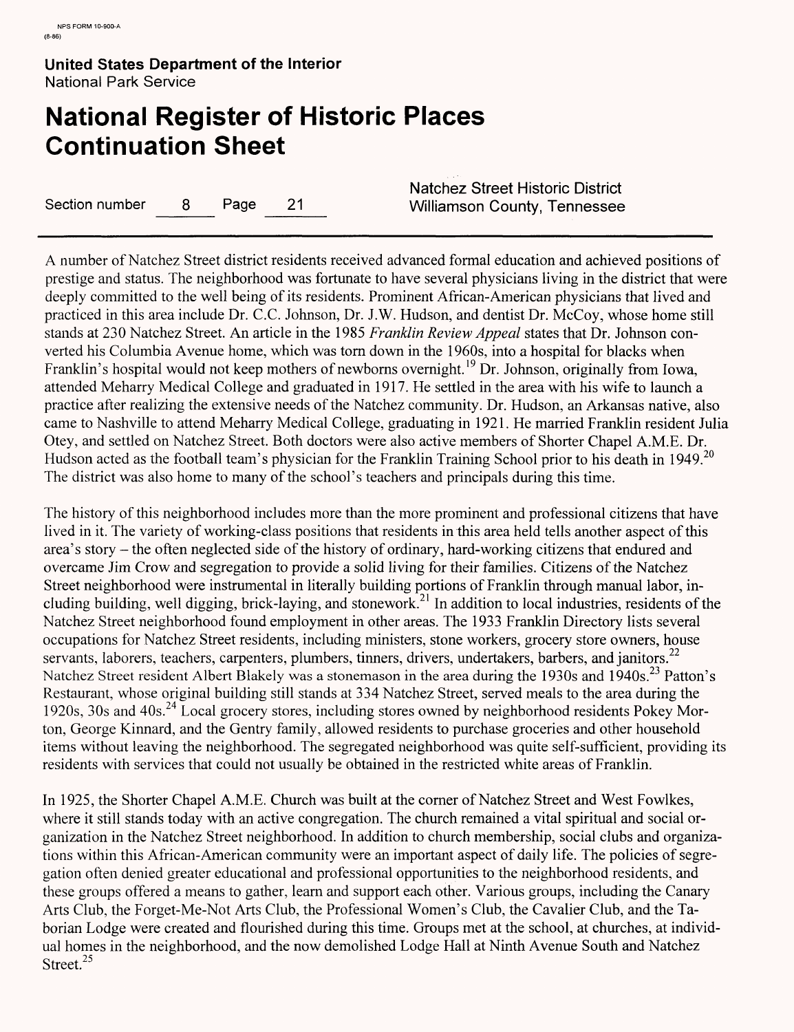A number of Natchez Street district residents received advanced formal education and achieved positions of prestige and status. The neighborhood was fortunate to have several physicians living in the district that were deeply committed to the well being of its residents. Prominent African-American physicians that lived and practiced in this area include Dr. C.C. Johnson, Dr. J.W. Hudson, and dentist Dr. McCoy, whose home still stands at 230 Natchez Street. An article in the 1985 *Franklin Review Appeal* states that Dr. Johnson converted his Columbia Avenue home, which was torn down in the 1960s, into a hospital for blacks when Franklin's hospital would not keep mothers of newborns overnight.[19] Dr. Johnson, originally from Iowa, attended Meharry Medical College and graduated in 1917. He settled in the area with his wife to launch a practice after realizing the extensive needs of the Natchez community. Dr. Hudson, an Arkansas native, also came to Nashville to attend Meharry Medical College, graduating in 1921. He married Franklin resident Julia Otey, and settled on Natchez Street. Both doctors were also active members of Shorter Chapel A.M.E. Dr. Hudson acted as the football team's physician for the Franklin Training School prior to his death in 1949.[20] The district was also home to many of the school's teachers and principals during this time.

The history of this neighborhood includes more than the more prominent and professional citizens that have lived in it. The variety of working-class positions that residents in this area held tells another aspect of this area's story – the often neglected side of the history of ordinary, hard-working citizens that endured and overcame Jim Crow and segregation to provide a solid living for their families. Citizens of the Natchez Street neighborhood were instrumental in literally building portions of Franklin through manual labor, including building, well digging, brick-laying, and stonework.[21] In addition to local industries, residents of the Natchez Street neighborhood found employment in other areas. The 1933 Franklin Directory lists several occupations for Natchez Street residents, including ministers, stone workers, grocery store owners, house servants, laborers, teachers, carpenters, plumbers, tinners, drivers, undertakers, barbers, and janitors.[22] Natchez Street resident Albert Blakely was a stonemason in the area during the 1930s and 1940s.[23] Patton's Restaurant, whose original building still stands at 334 Natchez Street, served meals to the area during the 1920s, 30s and 40s.[24] Local grocery stores, including stores owned by neighborhood residents Pokey Morton, George Kinnard, and the Gentry family, allowed residents to purchase groceries and other household items without leaving the neighborhood. The segregated neighborhood was quite self-sufficient, providing its residents with services that could not usually be obtained in the restricted white areas of Franklin.

In 1925, the Shorter Chapel A.M.E. Church was built at the corner of Natchez Street and West Fowlkes, where it still stands today with an active congregation. The church remained a vital spiritual and social organization in the Natchez Street neighborhood. In addition to church membership, social clubs and organizations within this African-American community were an important aspect of daily life. The policies of segregation often denied greater educational and professional opportunities to the neighborhood residents, and these groups offered a means to gather, learn and support each other. Various groups, including the Canary Arts Club, the Forget-Me-Not Arts Club, the Professional Women's Club, the Cavalier Club, and the Taborian Lodge were created and flourished during this time. Groups met at the school, at churches, at individual homes in the neighborhood, and the now demolished Lodge Hall at Ninth Avenue South and Natchez Street.[25]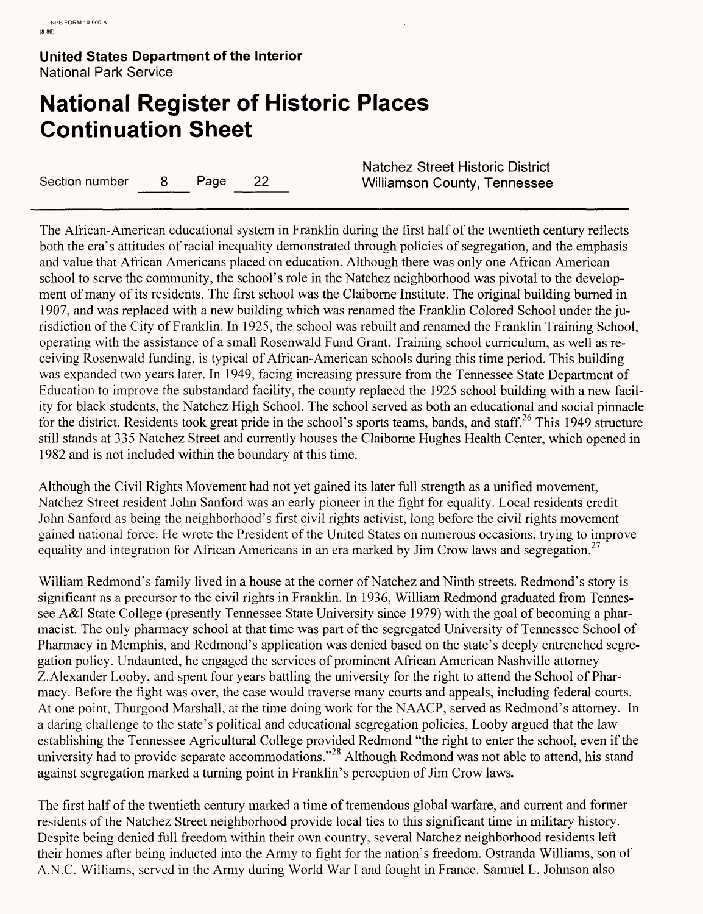The African-American educational system in Franklin during the first half of the twentieth century reflects both the era's attitudes of racial inequality demonstrated through policies of segregation, and the emphasis and value that African Americans placed on education. Although there was only one African American school to serve the community, the school's role in the Natchez neighborhood was pivotal to the development of many of its residents. The first school was the Claiborne Institute. The original building burned in 1907, and was replaced with a new building which was renamed the Franklin Colored School under the jurisdiction of the City of Franklin. In 1925, the school was rebuilt and renamed the Franklin Training School, operating with the assistance of a small Rosenwald Fund Grant. Training school curriculum, as well as receiving Rosenwald funding, is typical of African-American schools during this time period. This building was expanded two years later. In 1949, facing increasing pressure from the Tennessee State Department of Education to improve the substandard facility, the county replaced the 1925 school building with a new facility for black students, the Natchez High School. The school served as both an educational and social pinnacle for the district. Residents took great pride in the school's sports teams, bands, and staff.[26] This 1949 structure still stands at 335 Natchez Street and currently houses the Claiborne Hughes Health Center, which opened in 1982 and is not included within the boundary at this time.

Although the Civil Rights Movement had not yet gained its later full strength as a unified movement, Natchez Street resident John Sanford was an early pioneer in the fight for equality. Local residents credit John Sanford as being the neighborhood's first civil rights activist, long before the civil rights movement gained national force. He wrote the President of the United States on numerous occasions, trying to improve equality and integration for African Americans in an era marked by Jim Crow laws and segregation.[27]

William Redmond's family lived in a house at the corner of Natchez and Ninth streets. Redmond's story is significant as a precursor to the civil rights in Franklin. In 1936, William Redmond graduated from Tennessee A&I State College (presently Tennessee State University since 1979) with the goal of becoming a pharmacist. The only pharmacy school at that time was part of the segregated University of Tennessee School of Pharmacy in Memphis, and Redmond's application was denied based on the state's deeply entrenched segregation policy. Undaunted, he engaged the services of prominent African American Nashville attorney Z.Alexander Looby, and spent four years battling the university for the right to attend the School of Pharmacy. Before the fight was over, the case would traverse many courts and appeals, including federal courts. At one point, Thurgood Marshall, at the time doing work for the NAACP, served as Redmond's attorney. In a daring challenge to the state's political and educational segregation policies, Looby argued that the law establishing the Tennessee Agricultural College provided Redmond "the right to enter the school, even if the university had to provide separate accommodations."[28] Although Redmond was not able to attend, his stand against segregation marked a turning point in Franklin's perception of Jim Crow laws.

The first half of the twentieth century marked a time of tremendous global warfare, and current and former residents of the Natchez Street neighborhood provide local ties to this significant time in military history. Despite being denied full freedom within their own country, several Natchez neighborhood residents left their homes after being inducted into the Army to fight for the nation's freedom. Ostranda Williams, son of A.N.C. Williams, served in the Army during World War I and fought in France. Samuel L. Johnson also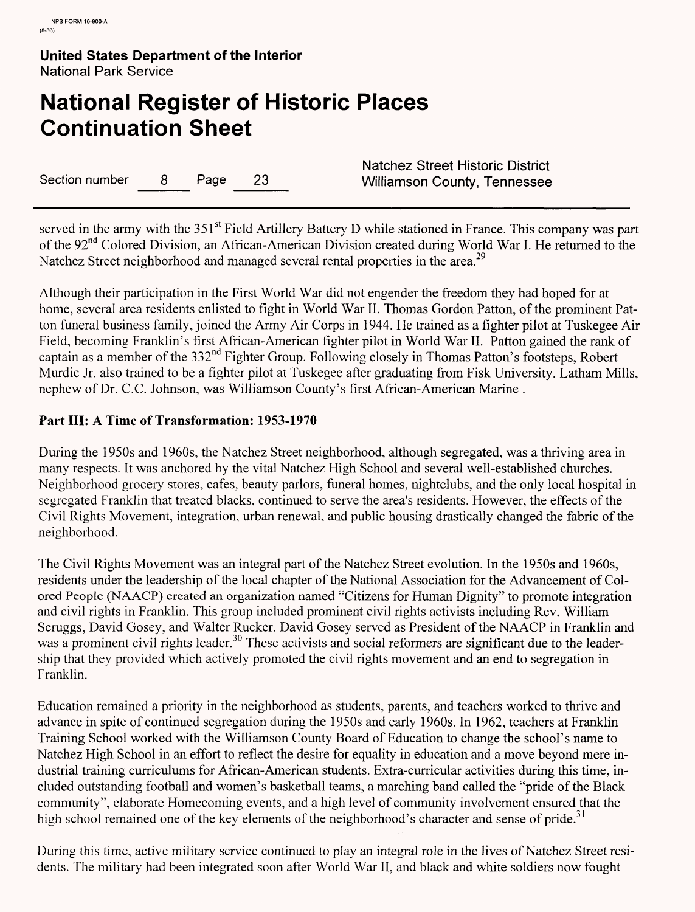served in the army with the 351st Field Artillery Battery D while stationed in France. This company was part of the 92nd Colored Division, an African-American Division created during World War I. He returned to the Natchez Street neighborhood and managed several rental properties in the area.[29]

Although their participation in the First World War did not engender the freedom they had hoped for at home, several area residents enlisted to fight in World War II. Thomas Gordon Patton, of the prominent Patton funeral business family, joined the Army Air Corps in 1944. He trained as a fighter pilot at Tuskegee Air Field, becoming Franklin's first African-American fighter pilot in World War II. Patton gained the rank of captain as a member of the 332nd Fighter Group. Following closely in Thomas Patton's footsteps, Robert Murdic Jr. also trained to be a fighter pilot at Tuskegee after graduating from Fisk University. Latham Mills, nephew of Dr. C.C. Johnson, was Williamson County's first African-American Marine .

**Part III: A Time of Transformation: 1953-1970**

During the 1950s and 1960s, the Natchez Street neighborhood, although segregated, was a thriving area in many respects. It was anchored by the vital Natchez High School and several well-established churches. Neighborhood grocery stores, cafes, beauty parlors, funeral homes, nightclubs, and the only local hospital in segregated Franklin that treated blacks, continued to serve the area's residents. However, the effects of the Civil Rights Movement, integration, urban renewal, and public housing drastically changed the fabric of the neighborhood.

The Civil Rights Movement was an integral part of the Natchez Street evolution. In the 1950s and 1960s, residents under the leadership of the local chapter of the National Association for the Advancement of Colored People (NAACP) created an organization named "Citizens for Human Dignity" to promote integration and civil rights in Franklin. This group included prominent civil rights activists including Rev. William Scruggs, David Gosey, and Walter Rucker. David Gosey served as President of the NAACP in Franklin and was a prominent civil rights leader.[30] These activists and social reformers are significant due to the leadership that they provided which actively promoted the civil rights movement and an end to segregation in Franklin.

Education remained a priority in the neighborhood as students, parents, and teachers worked to thrive and advance in spite of continued segregation during the 1950s and early 1960s. In 1962, teachers at Franklin Training School worked with the Williamson County Board of Education to change the school's name to Natchez High School in an effort to reflect the desire for equality in education and a move beyond mere industrial training curriculums for African-American students. Extra-curricular activities during this time, included outstanding football and women's basketball teams, a marching band called the "pride of the Black community", elaborate Homecoming events, and a high level of community involvement ensured that the high school remained one of the key elements of the neighborhood's character and sense of pride.[31]

During this time, active military service continued to play an integral role in the lives of Natchez Street residents. The military had been integrated soon after World War II, and black and white soldiers now fought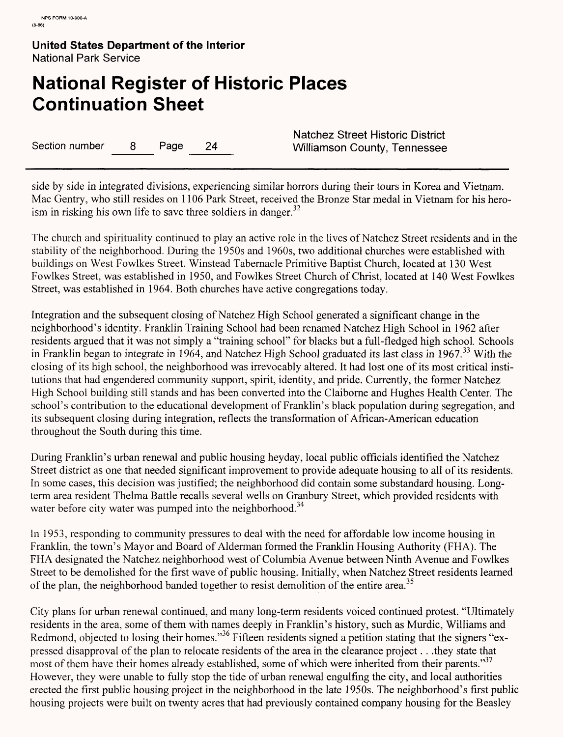side by side in integrated divisions, experiencing similar horrors during their tours in Korea and Vietnam. Mac Gentry, who still resides on 1106 Park Street, received the Bronze Star medal in Vietnam for his heroism in risking his own life to save three soldiers in danger.[32]

The church and spirituality continued to play an active role in the lives of Natchez Street residents and in the stability of the neighborhood. During the 1950s and 1960s, two additional churches were established with buildings on West Fowlkes Street. Winstead Tabernacle Primitive Baptist Church, located at 130 West Fowlkes Street, was established in 1950, and Fowlkes Street Church of Christ, located at 140 West Fowlkes Street, was established in 1964. Both churches have active congregations today.

Integration and the subsequent closing of Natchez High School generated a significant change in the neighborhood's identity. Franklin Training School had been renamed Natchez High School in 1962 after residents argued that it was not simply a "training school" for blacks but a full-fledged high school. Schools in Franklin began to integrate in 1964, and Natchez High School graduated its last class in 1967.[33] With the closing of its high school, the neighborhood was irrevocably altered. It had lost one of its most critical institutions that had engendered community support, spirit, identity, and pride. Currently, the former Natchez High School building still stands and has been converted into the Claiborne and Hughes Health Center. The school's contribution to the educational development of Franklin's black population during segregation, and its subsequent closing during integration, reflects the transformation of African-American education throughout the South during this time.

During Franklin's urban renewal and public housing heyday, local public officials identified the Natchez Street district as one that needed significant improvement to provide adequate housing to all of its residents. In some cases, this decision was justified; the neighborhood did contain some substandard housing. Long-term area resident Thelma Battle recalls several wells on Granbury Street, which provided residents with water before city water was pumped into the neighborhood.[34]

In 1953, responding to community pressures to deal with the need for affordable low income housing in Franklin, the town's Mayor and Board of Alderman formed the Franklin Housing Authority (FHA). The FHA designated the Natchez neighborhood west of Columbia Avenue between Ninth Avenue and Fowlkes Street to be demolished for the first wave of public housing. Initially, when Natchez Street residents learned of the plan, the neighborhood banded together to resist demolition of the entire area.[35]

City plans for urban renewal continued, and many long-term residents voiced continued protest. "Ultimately residents in the area, some of them with names deeply in Franklin's history, such as Murdic, Williams and Redmond, objected to losing their homes."[36] Fifteen residents signed a petition stating that the signers "expressed disapproval of the plan to relocate residents of the area in the clearance project . . .they state that most of them have their homes already established, some of which were inherited from their parents."[37] However, they were unable to fully stop the tide of urban renewal engulfing the city, and local authorities erected the first public housing project in the neighborhood in the late 1950s. The neighborhood's first public housing projects were built on twenty acres that had previously contained company housing for the Beasley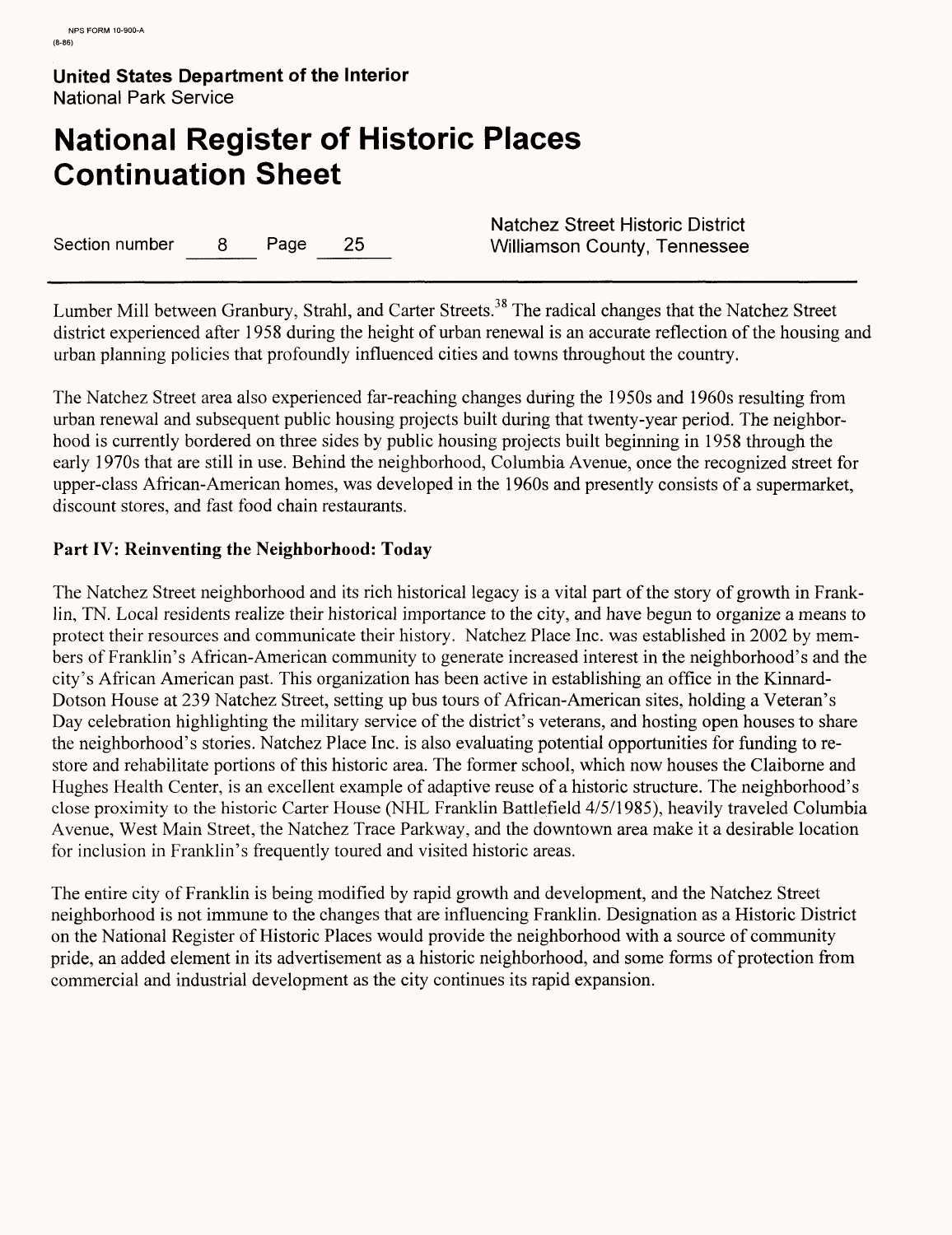Lumber Mill between Granbury, Strahl, and Carter Streets.[38] The radical changes that the Natchez Street district experienced after 1958 during the height of urban renewal is an accurate reflection of the housing and urban planning policies that profoundly influenced cities and towns throughout the country.

The Natchez Street area also experienced far-reaching changes during the 1950s and 1960s resulting from urban renewal and subsequent public housing projects built during that twenty-year period. The neighborhood is currently bordered on three sides by public housing projects built beginning in 1958 through the early 1970s that are still in use. Behind the neighborhood, Columbia Avenue, once the recognized street for upper-class African-American homes, was developed in the 1960s and presently consists of a supermarket, discount stores, and fast food chain restaurants.

**Part IV: Reinventing the Neighborhood: Today**

The Natchez Street neighborhood and its rich historical legacy is a vital part of the story of growth in Franklin, TN. Local residents realize their historical importance to the city, and have begun to organize a means to protect their resources and communicate their history. Natchez Place Inc. was established in 2002 by members of Franklin's African-American community to generate increased interest in the neighborhood's and the city's African American past. This organization has been active in establishing an office in the Kinnard-Dotson House at 239 Natchez Street, setting up bus tours of African-American sites, holding a Veteran's Day celebration highlighting the military service of the district's veterans, and hosting open houses to share the neighborhood's stories. Natchez Place Inc. is also evaluating potential opportunities for funding to restore and rehabilitate portions of this historic area. The former school, which now houses the Claiborne and Hughes Health Center, is an excellent example of adaptive reuse of a historic structure. The neighborhood's close proximity to the historic Carter House (NHL Franklin Battlefield 4/5/1985), heavily traveled Columbia Avenue, West Main Street, the Natchez Trace Parkway, and the downtown area make it a desirable location for inclusion in Franklin's frequently toured and visited historic areas.

The entire city of Franklin is being modified by rapid growth and development, and the Natchez Street neighborhood is not immune to the changes that are influencing Franklin. Designation as a Historic District on the National Register of Historic Places would provide the neighborhood with a source of community pride, an added element in its advertisement as a historic neighborhood, and some forms of protection from commercial and industrial development as the city continues its rapid expansion.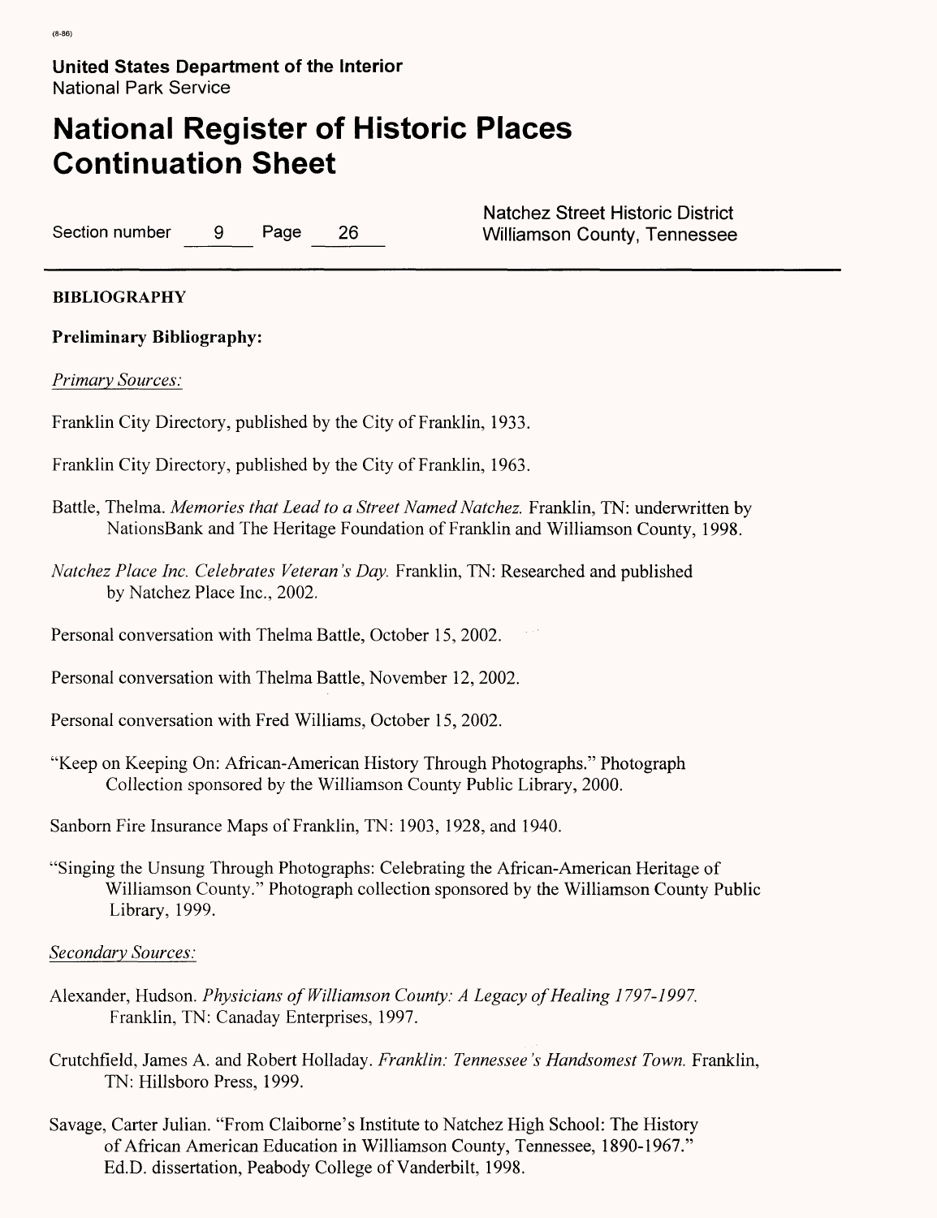**United States Department of the Interior**
National Park Service

# National Register of Historic Places Continuation Sheet

Section number 9 Page 26

Natchez Street Historic District
Williamson County, Tennessee

**BIBLIOGRAPHY**

**Preliminary Bibliography:**

*Primary Sources:*

Franklin City Directory, published by the City of Franklin, 1933.

Franklin City Directory, published by the City of Franklin, 1963.

Battle, Thelma. *Memories that Lead to a Street Named Natchez.* Franklin, TN: underwritten by NationsBank and The Heritage Foundation of Franklin and Williamson County, 1998.

*Natchez Place Inc. Celebrates Veteran's Day.* Franklin, TN: Researched and published by Natchez Place Inc., 2002.

Personal conversation with Thelma Battle, October 15, 2002.

Personal conversation with Thelma Battle, November 12, 2002.

Personal conversation with Fred Williams, October 15, 2002.

"Keep on Keeping On: African-American History Through Photographs." Photograph Collection sponsored by the Williamson County Public Library, 2000.

Sanborn Fire Insurance Maps of Franklin, TN: 1903, 1928, and 1940.

"Singing the Unsung Through Photographs: Celebrating the African-American Heritage of Williamson County." Photograph collection sponsored by the Williamson County Public Library, 1999.

*Secondary Sources:*

Alexander, Hudson. *Physicians of Williamson County: A Legacy of Healing 1797-1997.* Franklin, TN: Canaday Enterprises, 1997.

Crutchfield, James A. and Robert Holladay. *Franklin: Tennessee's Handsomest Town.* Franklin, TN: Hillsboro Press, 1999.

Savage, Carter Julian. "From Claiborne's Institute to Natchez High School: The History of African American Education in Williamson County, Tennessee, 1890-1967." Ed.D. dissertation, Peabody College of Vanderbilt, 1998.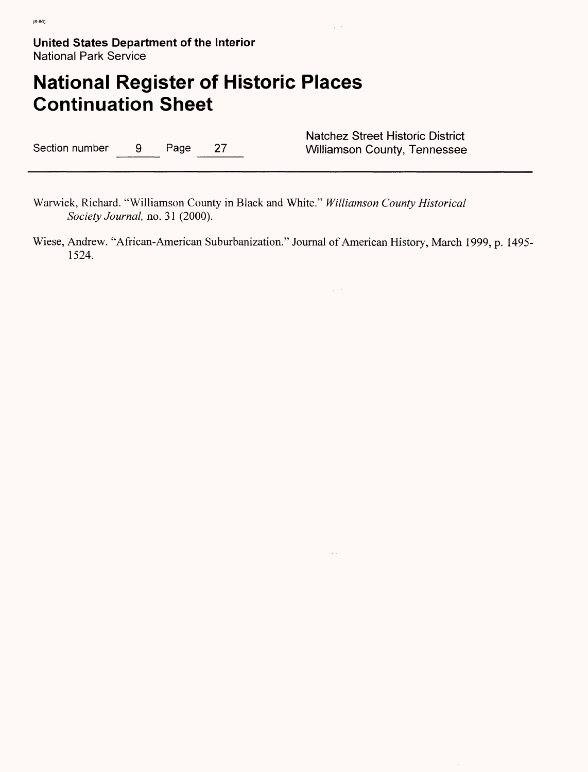Warwick, Richard. "Williamson County in Black and White." *Williamson County Historical Society Journal,* no. 31 (2000).

Wiese, Andrew. "African-American Suburbanization." Journal of American History, March 1999, p. 1495-1524.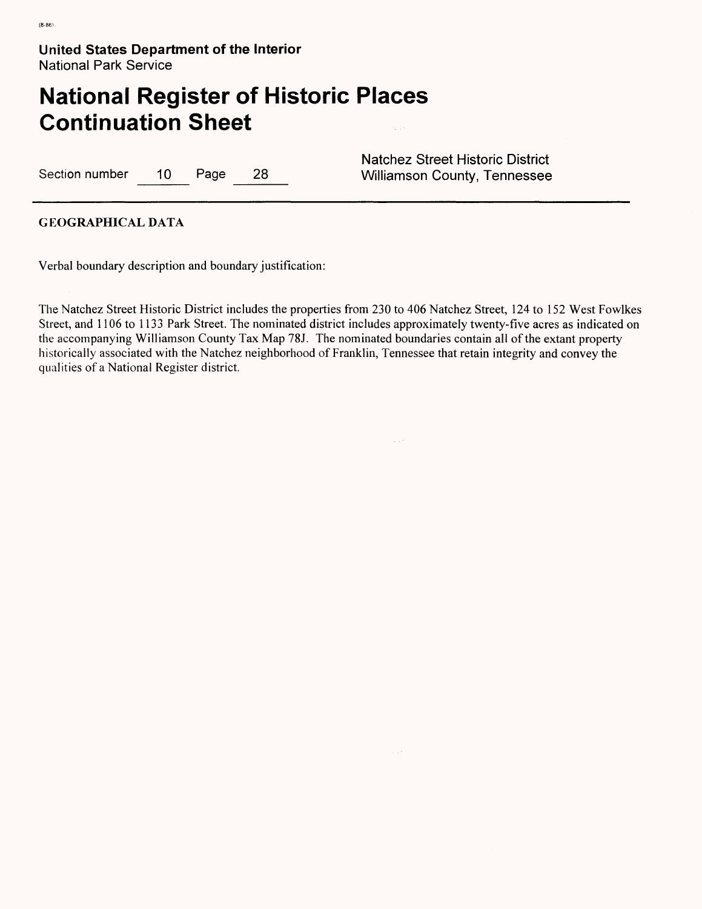## GEOGRAPHICAL DATA

Verbal boundary description and boundary justification:

The Natchez Street Historic District includes the properties from 230 to 406 Natchez Street, 124 to 152 West Fowlkes Street, and 1106 to 1133 Park Street. The nominated district includes approximately twenty-five acres as indicated on the accompanying Williamson County Tax Map 78J. The nominated boundaries contain all of the extant property historically associated with the Natchez neighborhood of Franklin, Tennessee that retain integrity and convey the qualities of a National Register district.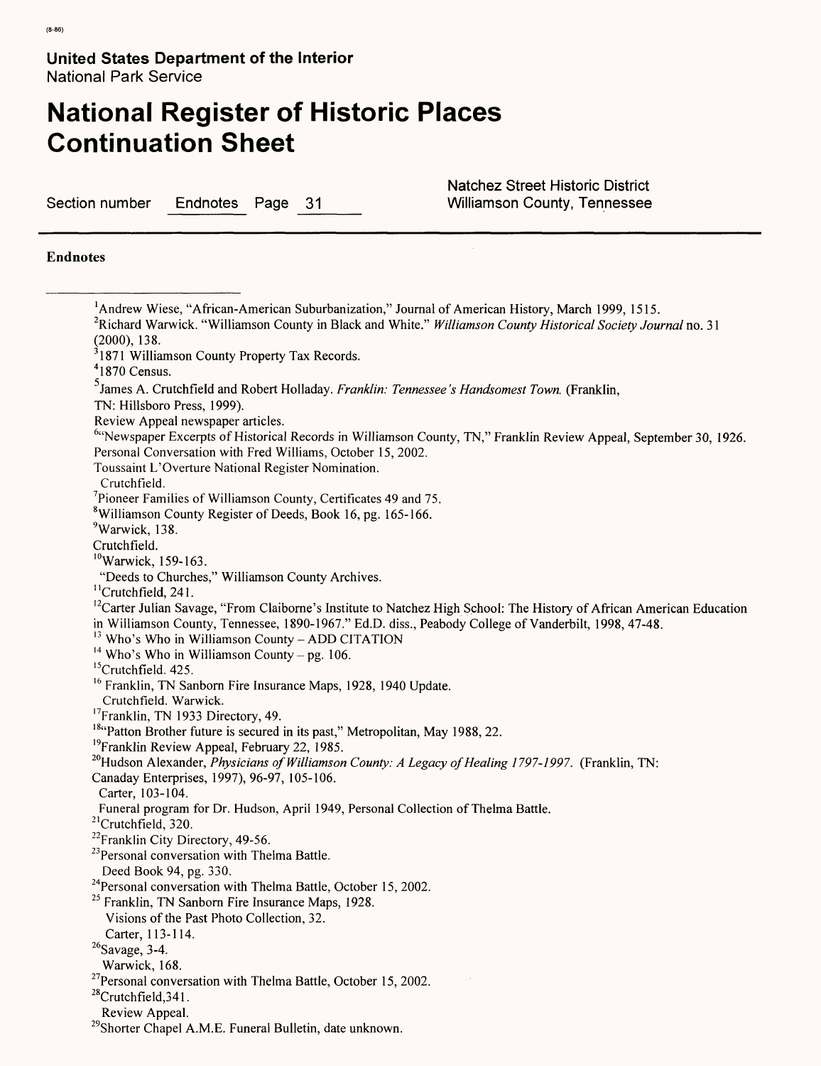## Endnotes

[1]Andrew Wiese, "African-American Suburbanization," Journal of American History, March 1999, 1515.
[2]Richard Warwick. "Williamson County in Black and White." *Williamson County Historical Society Journal* no. 31 (2000), 138.
[3]1871 Williamson County Property Tax Records.
[4]1870 Census.
[5]James A. Crutchfield and Robert Holladay. *Franklin: Tennessee's Handsomest Town.* (Franklin, TN: Hillsboro Press, 1999).
Review Appeal newspaper articles.
[6]"Newspaper Excerpts of Historical Records in Williamson County, TN," Franklin Review Appeal, September 30, 1926.
Personal Conversation with Fred Williams, October 15, 2002.
Toussaint L'Overture National Register Nomination.
Crutchfield.
[7]Pioneer Families of Williamson County, Certificates 49 and 75.
[8]Williamson County Register of Deeds, Book 16, pg. 165-166.
[9]Warwick, 138.
Crutchfield.
[10]Warwick, 159-163.
"Deeds to Churches," Williamson County Archives.
[11]Crutchfield, 241.
[12]Carter Julian Savage, "From Claiborne's Institute to Natchez High School: The History of African American Education in Williamson County, Tennessee, 1890-1967." Ed.D. diss., Peabody College of Vanderbilt, 1998, 47-48.
[13] Who's Who in Williamson County – ADD CITATION
[14] Who's Who in Williamson County – pg. 106.
[15]Crutchfield. 425.
[16] Franklin, TN Sanborn Fire Insurance Maps, 1928, 1940 Update.
Crutchfield. Warwick.
[17]Franklin, TN 1933 Directory, 49.
[18]"Patton Brother future is secured in its past," Metropolitan, May 1988, 22.
[19]Franklin Review Appeal, February 22, 1985.
[20]Hudson Alexander, *Physicians of Williamson County: A Legacy of Healing 1797-1997.* (Franklin, TN: Canaday Enterprises, 1997), 96-97, 105-106.
Carter, 103-104.
Funeral program for Dr. Hudson, April 1949, Personal Collection of Thelma Battle.
[21]Crutchfield, 320.
[22]Franklin City Directory, 49-56.
[23]Personal conversation with Thelma Battle.
Deed Book 94, pg. 330.
[24]Personal conversation with Thelma Battle, October 15, 2002.
[25] Franklin, TN Sanborn Fire Insurance Maps, 1928.
Visions of the Past Photo Collection, 32.
Carter, 113-114.
[26]Savage, 3-4.
Warwick, 168.
[27]Personal conversation with Thelma Battle, October 15, 2002.
[28]Crutchfield,341.
Review Appeal.
[29]Shorter Chapel A.M.E. Funeral Bulletin, date unknown.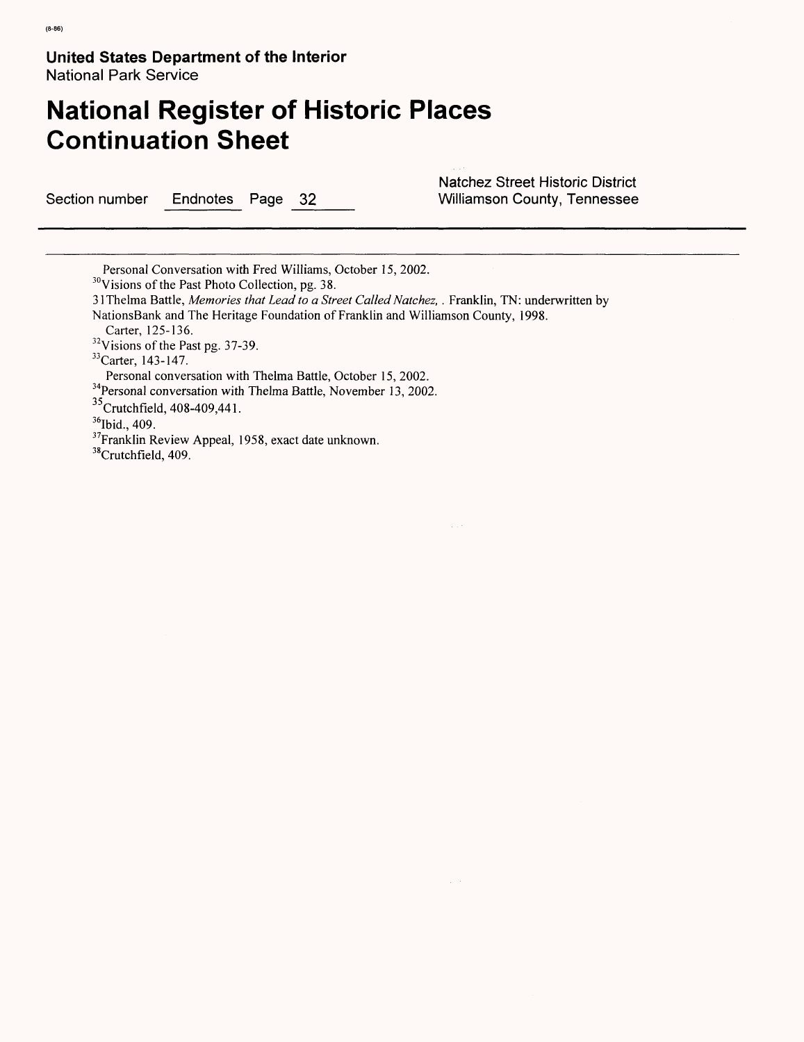Personal Conversation with Fred Williams, October 15, 2002.

[30]Visions of the Past Photo Collection, pg. 38.

31Thelma Battle, *Memories that Lead to a Street Called Natchez*, . Franklin, TN: underwritten by NationsBank and The Heritage Foundation of Franklin and Williamson County, 1998.

Carter, 125-136.

[32]Visions of the Past pg. 37-39.

[33]Carter, 143-147.

Personal conversation with Thelma Battle, October 15, 2002.

[34]Personal conversation with Thelma Battle, November 13, 2002.

[35]Crutchfield, 408-409,441.

[36]Ibid., 409.

[37]Franklin Review Appeal, 1958, exact date unknown.

[38]Crutchfield, 409.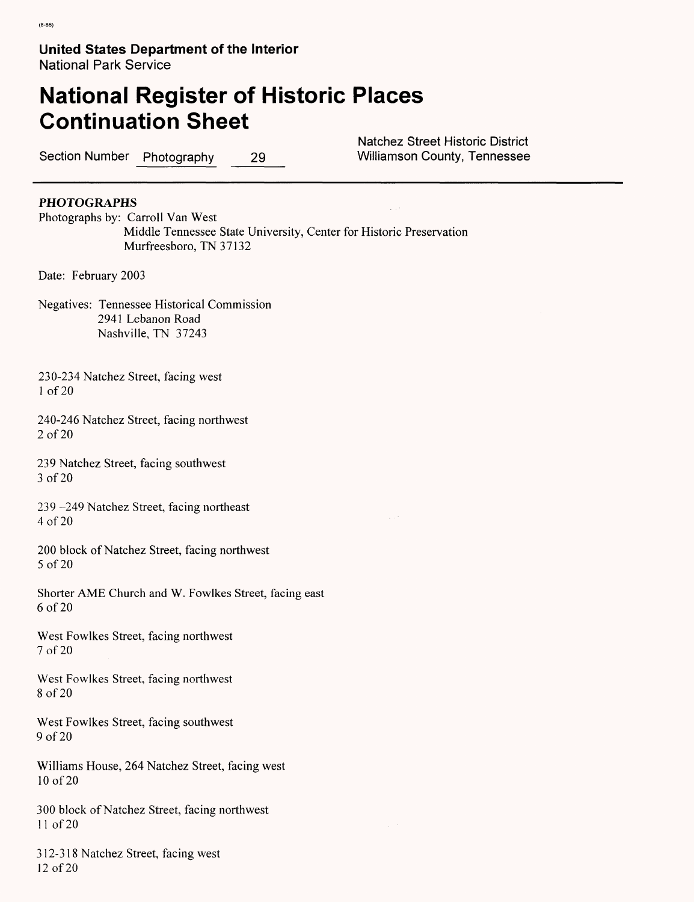### PHOTOGRAPHS

Photographs by: Carroll Van West
Middle Tennessee State University, Center for Historic Preservation
Murfreesboro, TN 37132

Date: February 2003

Negatives: Tennessee Historical Commission
2941 Lebanon Road
Nashville, TN 37243

230-234 Natchez Street, facing west
1 of 20

240-246 Natchez Street, facing northwest
2 of 20

239 Natchez Street, facing southwest
3 of 20

239 –249 Natchez Street, facing northeast
4 of 20

200 block of Natchez Street, facing northwest
5 of 20

Shorter AME Church and W. Fowlkes Street, facing east
6 of 20

West Fowlkes Street, facing northwest
7 of 20

West Fowlkes Street, facing northwest
8 of 20

West Fowlkes Street, facing southwest
9 of 20

Williams House, 264 Natchez Street, facing west
10 of 20

300 block of Natchez Street, facing northwest
11 of 20

312-318 Natchez Street, facing west
12 of 20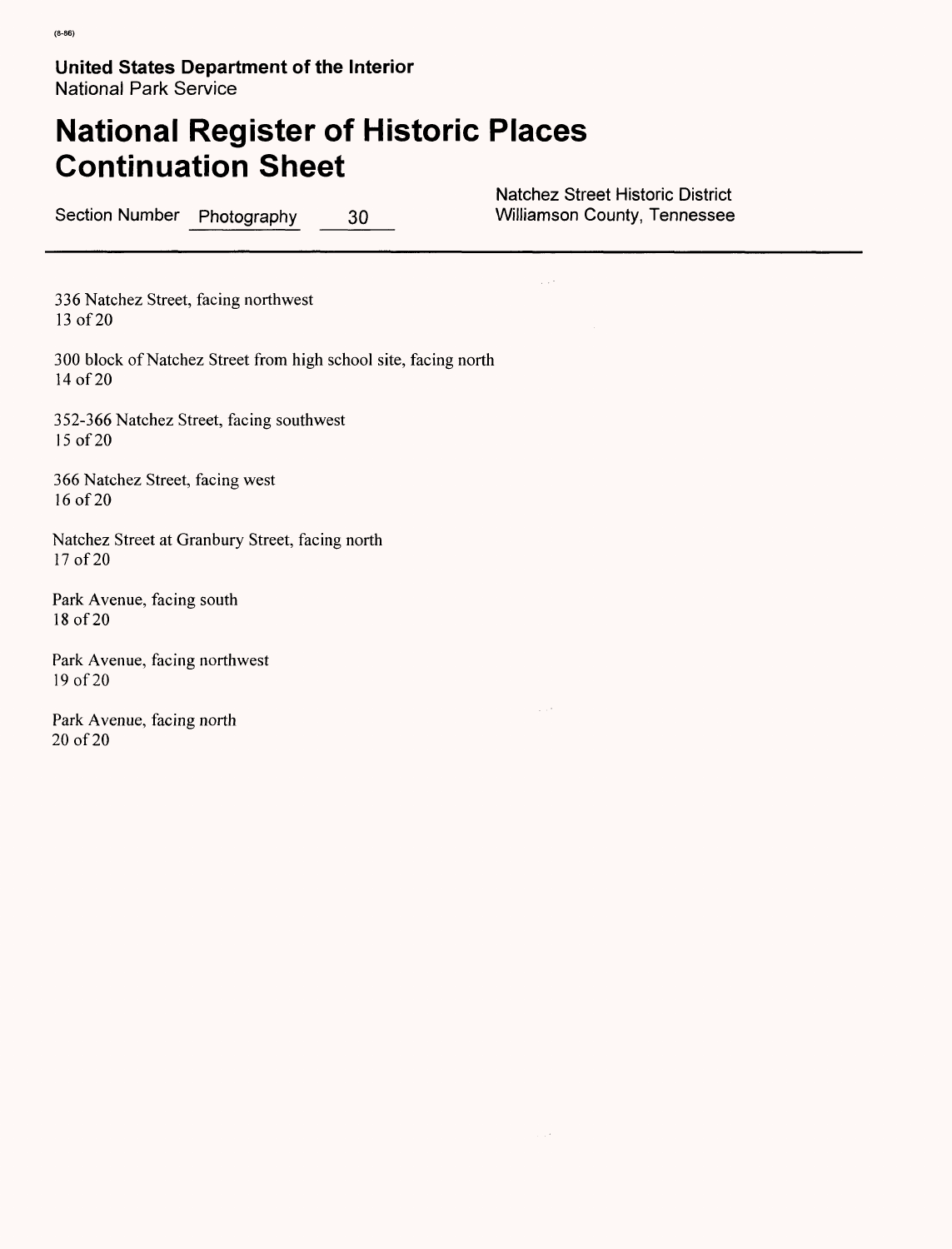336 Natchez Street, facing northwest
13 of 20

300 block of Natchez Street from high school site, facing north
14 of 20

352-366 Natchez Street, facing southwest
15 of 20

366 Natchez Street, facing west
16 of 20

Natchez Street at Granbury Street, facing north
17 of 20

Park Avenue, facing south
18 of 20

Park Avenue, facing northwest
19 of 20

Park Avenue, facing north
20 of 20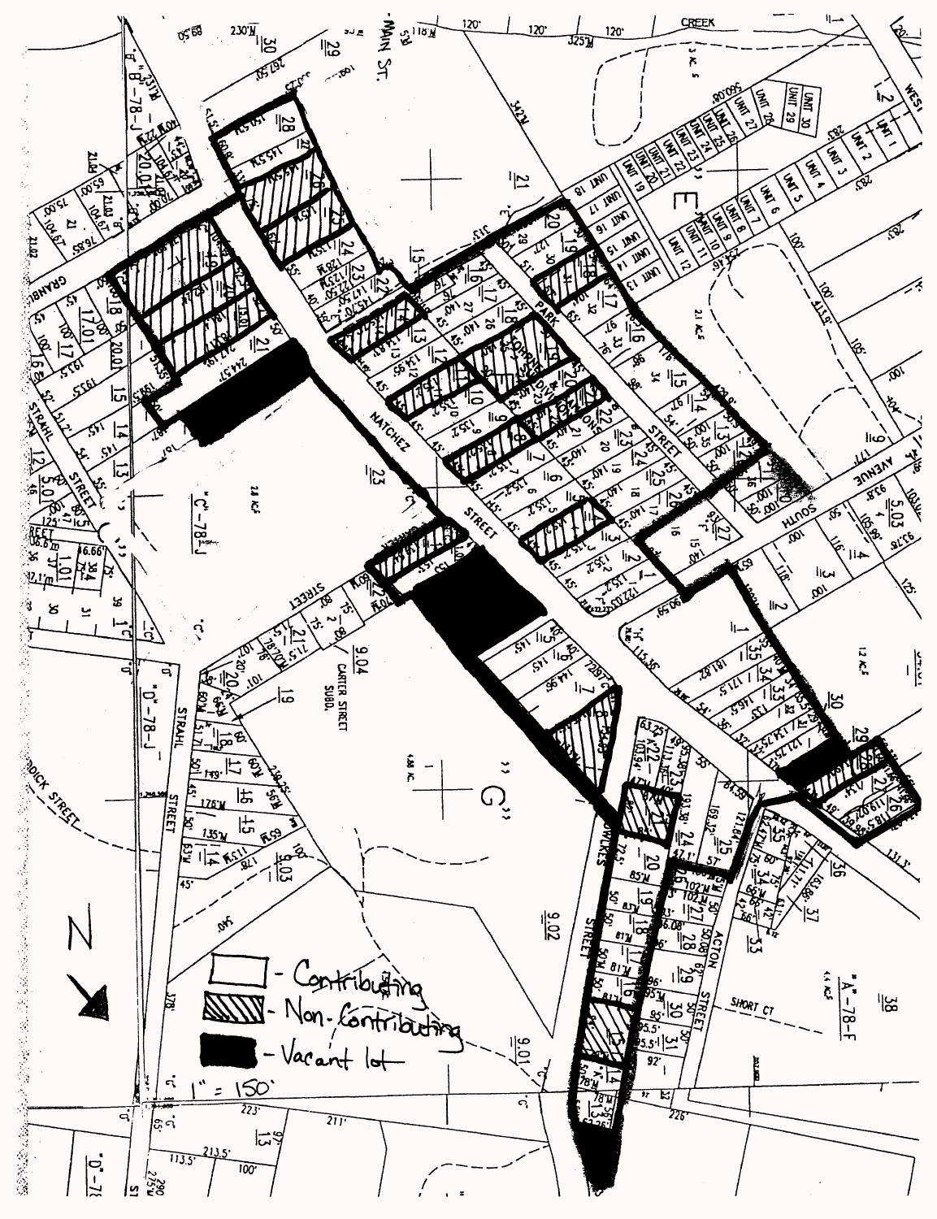- Contributing
- Non-Contributing
- Vacant lot

1" = 150'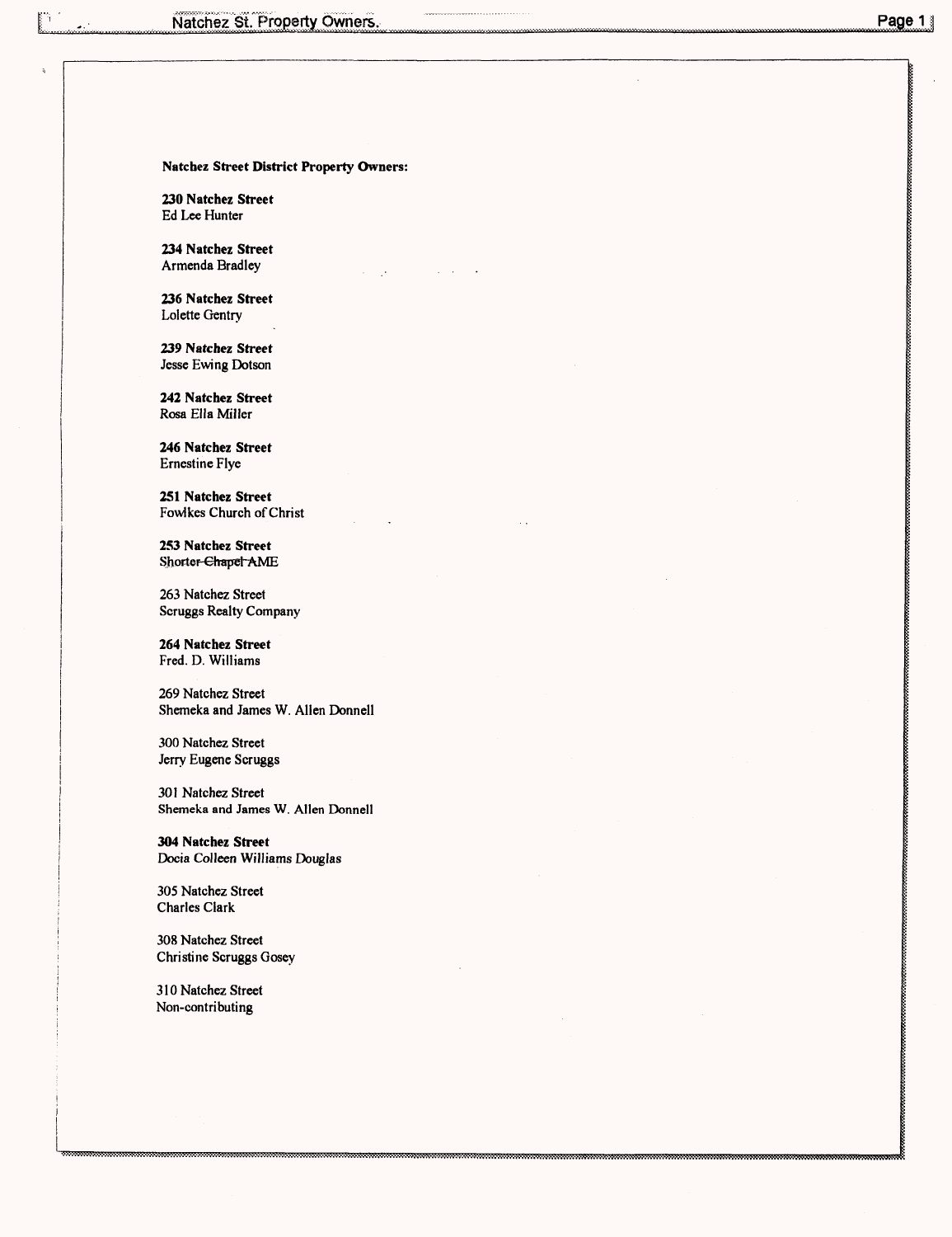**Natchez Street District Property Owners:**

**230 Natchez Street**
Ed Lee Hunter

**234 Natchez Street**
Armenda Bradley

**236 Natchez Street**
Lolette Gentry

**239 Natchez Street**
Jesse Ewing Dotson

**242 Natchez Street**
Rosa Ella Miller

**246 Natchez Street**
Ernestine Flye

**251 Natchez Street**
Fowlkes Church of Christ

**253 Natchez Street**
Shorter ~~Chapel~~ AME

263 Natchez Street
Scruggs Realty Company

**264 Natchez Street**
Fred. D. Williams

269 Natchez Street
Shemeka and James W. Allen Donnell

300 Natchez Street
Jerry Eugene Scruggs

301 Natchez Street
Shemeka and James W. Allen Donnell

**304 Natchez Street**
Docia Colleen Williams Douglas

305 Natchez Street
Charles Clark

308 Natchez Street
Christine Scruggs Gosey

310 Natchez Street
Non-contributing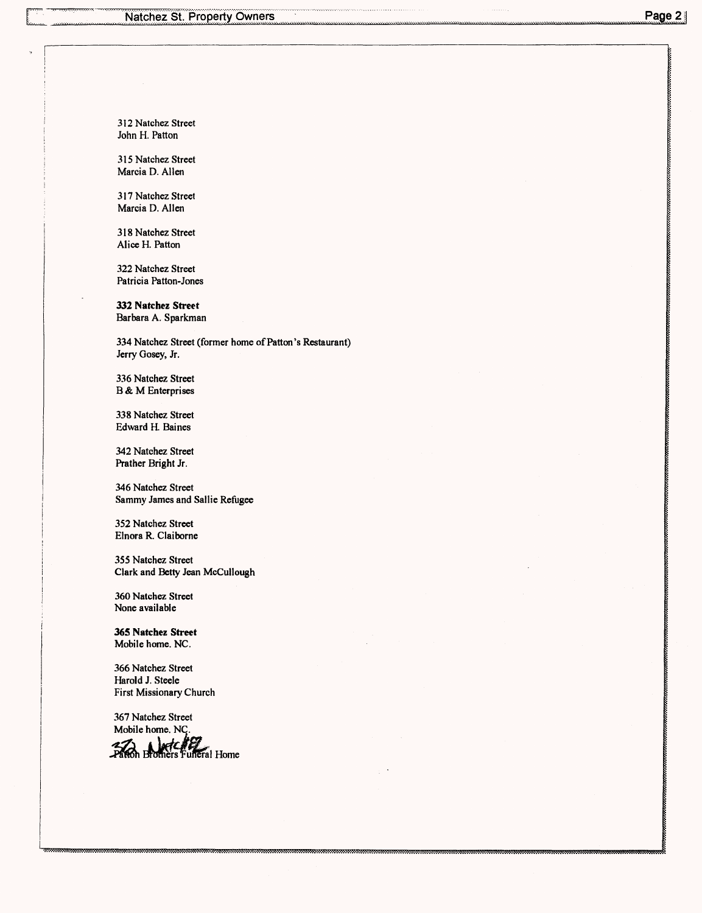312 Natchez Street
John H. Patton

315 Natchez Street
Marcia D. Allen

317 Natchez Street
Marcia D. Allen

318 Natchez Street
Alice H. Patton

322 Natchez Street
Patricia Patton-Jones

**332 Natchez Street**
Barbara A. Sparkman

334 Natchez Street (former home of Patton's Restaurant)
Jerry Gosey, Jr.

336 Natchez Street
B & M Enterprises

338 Natchez Street
Edward H. Baines

342 Natchez Street
Prather Bright Jr.

346 Natchez Street
Sammy James and Sallie Refugee

352 Natchez Street
Elnora R. Claiborne

355 Natchez Street
Clark and Betty Jean McCullough

360 Natchez Street
None available

**365 Natchez Street**
Mobile home. NC.

366 Natchez Street
Harold J. Steele
First Missionary Church

367 Natchez Street
Mobile home. NC.

372 Natchez
Patton Brothers Funeral Home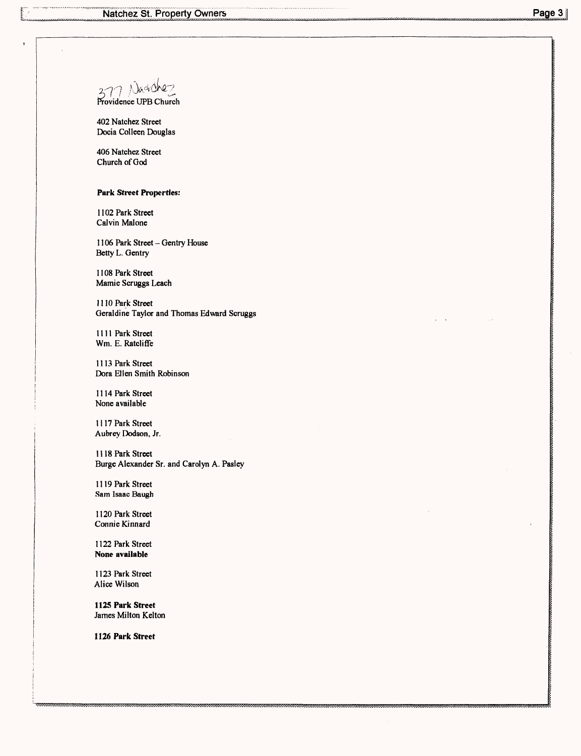377 Natchez
Providence UPB Church

402 Natchez Street
Docia Colleen Douglas

406 Natchez Street
Church of God

**Park Street Properties:**

1102 Park Street
Calvin Malone

1106 Park Street – Gentry House
Betty L. Gentry

1108 Park Street
Mamie Scruggs Leach

1110 Park Street
Geraldine Taylor and Thomas Edward Scruggs

1111 Park Street
Wm. E. Ratcliffe

1113 Park Street
Dora Ellen Smith Robinson

1114 Park Street
None available

1117 Park Street
Aubrey Dodson, Jr.

1118 Park Street
Burge Alexander Sr. and Carolyn A. Pasley

1119 Park Street
Sam Isaac Baugh

1120 Park Street
Connie Kinnard

1122 Park Street
**None available**

1123 Park Street
Alice Wilson

**1125 Park Street**
James Milton Kelton

**1126 Park Street**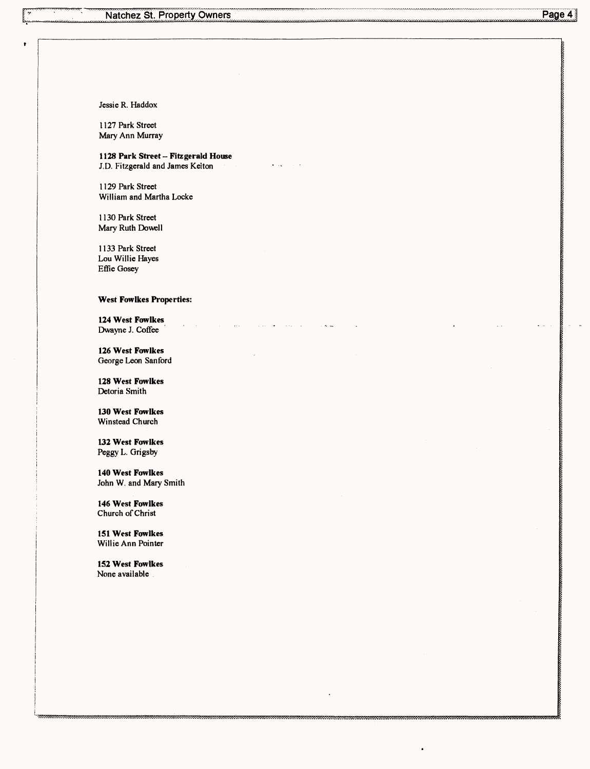Jessie R. Haddox

1127 Park Street
Mary Ann Murray

**1128 Park Street – Fitzgerald House**
J.D. Fitzgerald and James Keiton

1129 Park Street
William and Martha Locke

1130 Park Street
Mary Ruth Dowell

1133 Park Street
Lou Willie Hayes
Effie Gosey

**West Fowlkes Properties:**

**124 West Fowlkes**
Dwayne J. Coffee

**126 West Fowlkes**
George Leon Sanford

**128 West Fowlkes**
Detoria Smith

**130 West Fowlkes**
Winstead Church

**132 West Fowlkes**
Peggy L. Grigsby

**140 West Fowlkes**
John W. and Mary Smith

**146 West Fowlkes**
Church of Christ

**151 West Fowlkes**
Willie Ann Pointer

**152 West Fowlkes**
None available